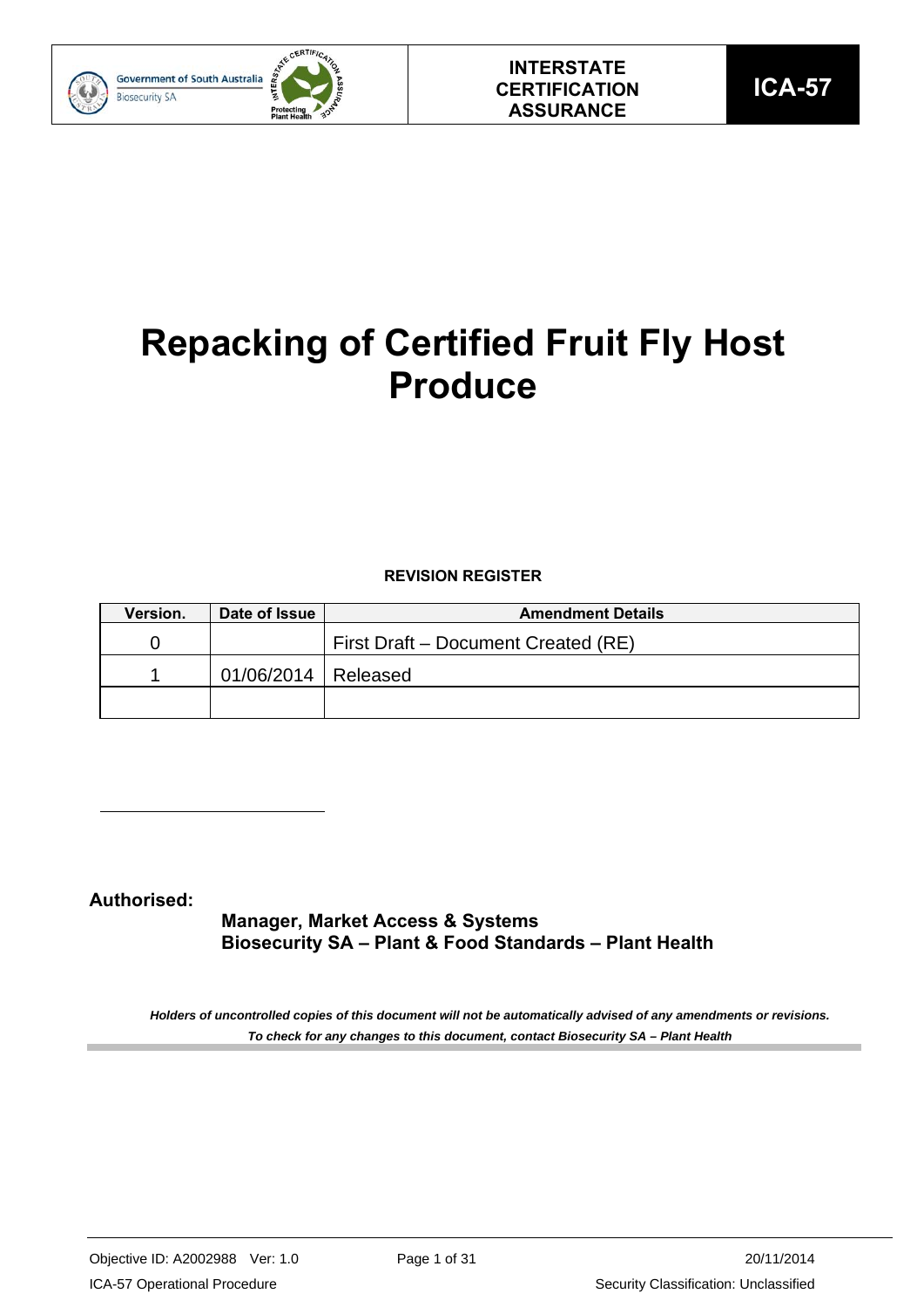INTERSTATE CERTIFICATION ASSURANCE

**ICA-57**

# Repacking of Certified Fruit Fly Host Produce

**REVISION REGISTER**

| Version. | Date of Issue | Amendment Details |
|---|---|---|
| 0 | | First Draft – Document Created (RE) |
| 1 | 01/06/2014 | Released |
| | | |

**Authorised:**

**Manager, Market Access & Systems**
**Biosecurity SA – Plant & Food Standards – Plant Health**

***Holders of uncontrolled copies of this document will not be automatically advised of any amendments or revisions.***
***To check for any changes to this document, contact Biosecurity SA – Plant Health***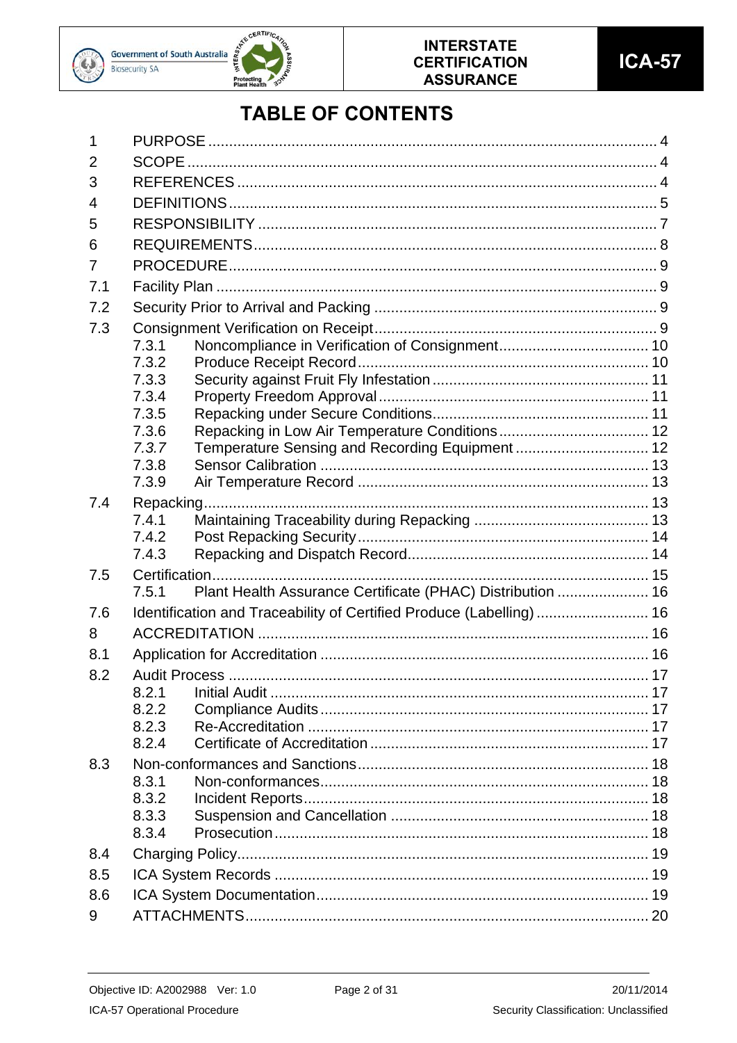# TABLE OF CONTENTS

| | | |
|---|---|---|
| 1 | PURPOSE | 4 |
| 2 | SCOPE | 4 |
| 3 | REFERENCES | 4 |
| 4 | DEFINITIONS | 5 |
| 5 | RESPONSIBILITY | 7 |
| 6 | REQUIREMENTS | 8 |
| 7 | PROCEDURE | 9 |
| 7.1 | Facility Plan | 9 |
| 7.2 | Security Prior to Arrival and Packing | 9 |
| 7.3 | Consignment Verification on Receipt | 9 |
| | 7.3.1 Noncompliance in Verification of Consignment | 10 |
| | 7.3.2 Produce Receipt Record | 10 |
| | 7.3.3 Security against Fruit Fly Infestation | 11 |
| | 7.3.4 Property Freedom Approval | 11 |
| | 7.3.5 Repacking under Secure Conditions | 11 |
| | 7.3.6 Repacking in Low Air Temperature Conditions | 12 |
| | *7.3.7* Temperature Sensing and Recording Equipment | 12 |
| | 7.3.8 Sensor Calibration | 13 |
| | 7.3.9 Air Temperature Record | 13 |
| 7.4 | Repacking | 13 |
| | 7.4.1 Maintaining Traceability during Repacking | 13 |
| | 7.4.2 Post Repacking Security | 14 |
| | 7.4.3 Repacking and Dispatch Record | 14 |
| 7.5 | Certification | 15 |
| | 7.5.1 Plant Health Assurance Certificate (PHAC) Distribution | 16 |
| 7.6 | Identification and Traceability of Certified Produce (Labelling) | 16 |
| 8 | ACCREDITATION | 16 |
| 8.1 | Application for Accreditation | 16 |
| 8.2 | Audit Process | 17 |
| | 8.2.1 Initial Audit | 17 |
| | 8.2.2 Compliance Audits | 17 |
| | 8.2.3 Re-Accreditation | 17 |
| | 8.2.4 Certificate of Accreditation | 17 |
| 8.3 | Non-conformances and Sanctions | 18 |
| | 8.3.1 Non-conformances | 18 |
| | 8.3.2 Incident Reports | 18 |
| | 8.3.3 Suspension and Cancellation | 18 |
| | 8.3.4 Prosecution | 18 |
| 8.4 | Charging Policy | 19 |
| 8.5 | ICA System Records | 19 |
| 8.6 | ICA System Documentation | 19 |
| 9 | ATTACHMENTS | 20 |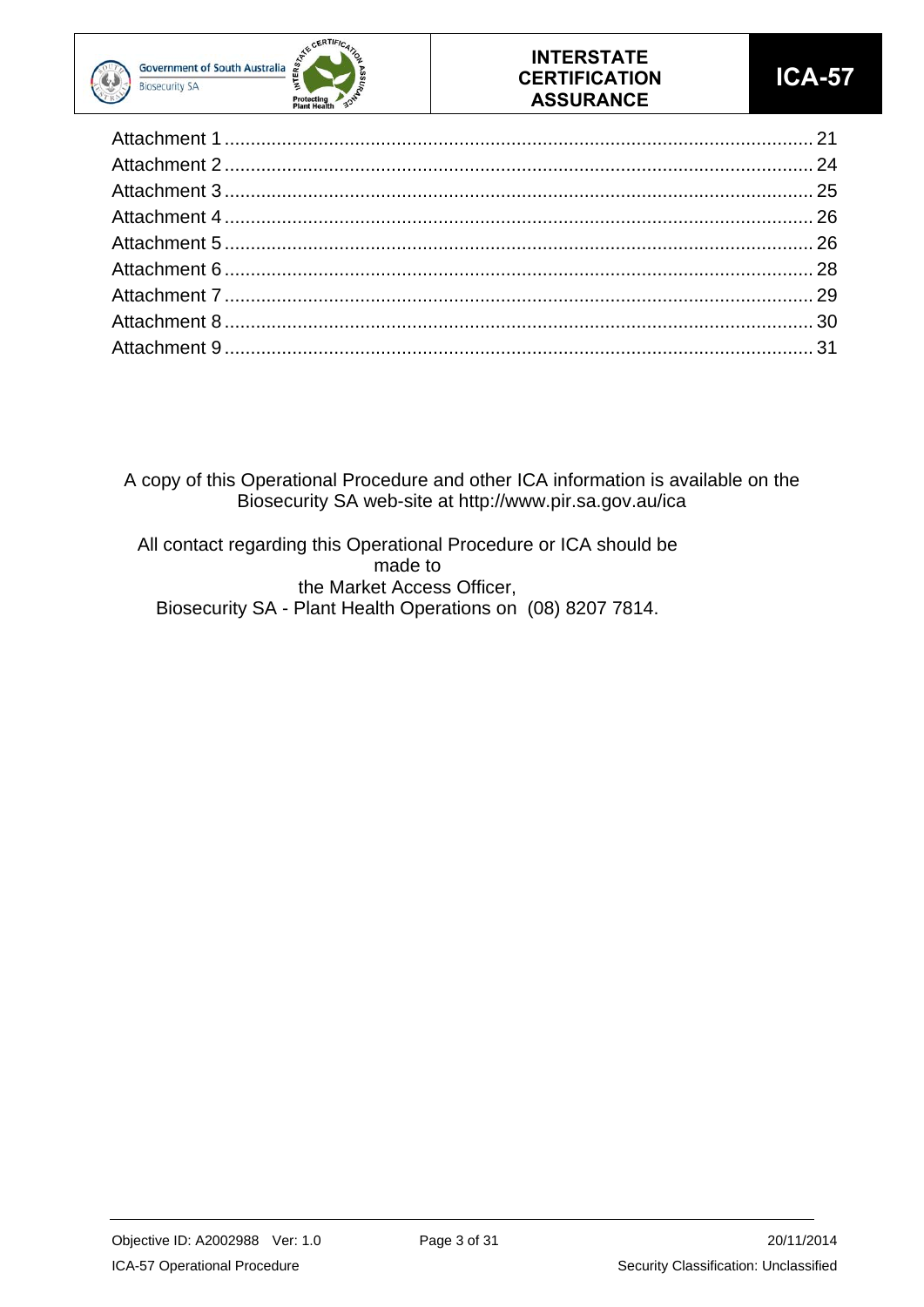Attachment 1 ................................................................................................................ 21
Attachment 2 ................................................................................................................ 24
Attachment 3 ................................................................................................................ 25
Attachment 4 ................................................................................................................ 26
Attachment 5 ................................................................................................................ 26
Attachment 6 ................................................................................................................ 28
Attachment 7 ................................................................................................................ 29
Attachment 8 ................................................................................................................ 30
Attachment 9 ................................................................................................................ 31

A copy of this Operational Procedure and other ICA information is available on the Biosecurity SA web-site at http://www.pir.sa.gov.au/ica

All contact regarding this Operational Procedure or ICA should be made to
the Market Access Officer,
Biosecurity SA - Plant Health Operations on (08) 8207 7814.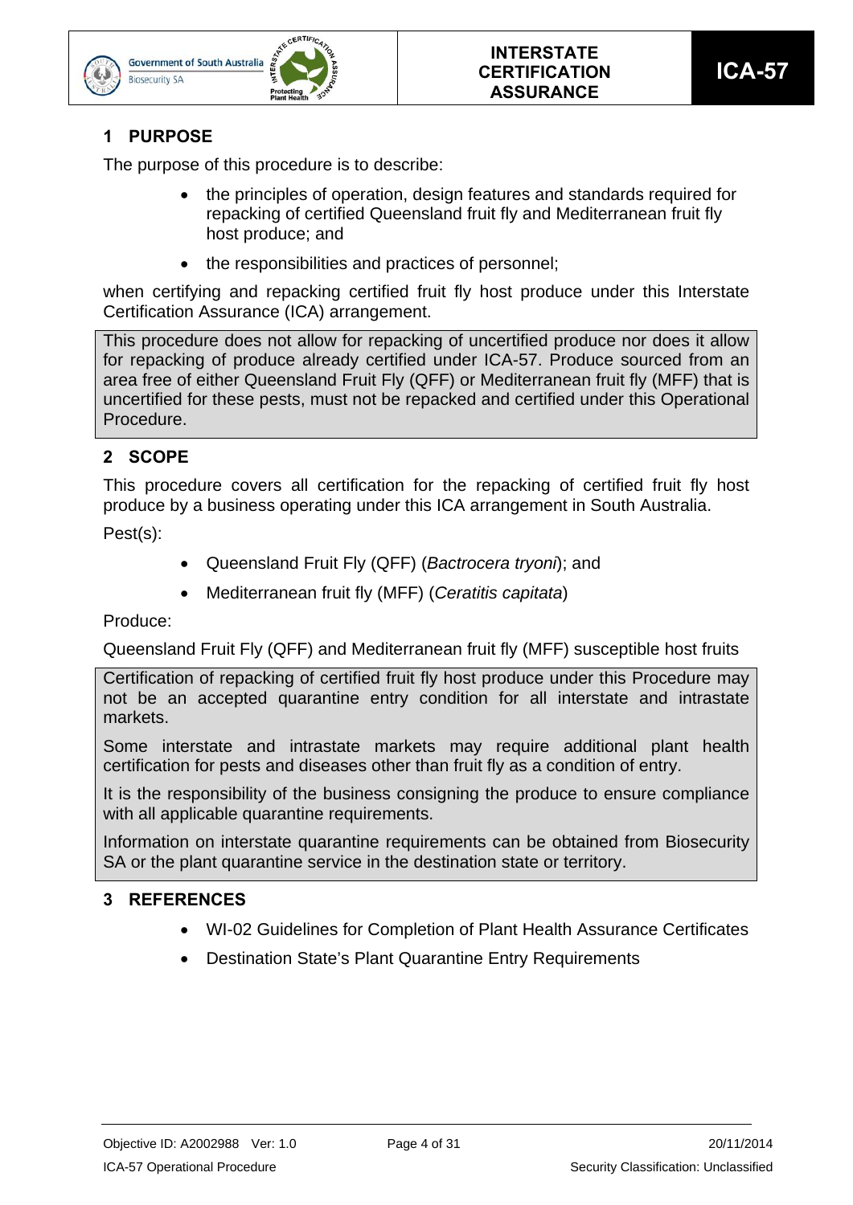## 1 PURPOSE

The purpose of this procedure is to describe:

- the principles of operation, design features and standards required for repacking of certified Queensland fruit fly and Mediterranean fruit fly host produce; and
- the responsibilities and practices of personnel;

when certifying and repacking certified fruit fly host produce under this Interstate Certification Assurance (ICA) arrangement.

This procedure does not allow for repacking of uncertified produce nor does it allow for repacking of produce already certified under ICA-57. Produce sourced from an area free of either Queensland Fruit Fly (QFF) or Mediterranean fruit fly (MFF) that is uncertified for these pests, must not be repacked and certified under this Operational Procedure.

## 2 SCOPE

This procedure covers all certification for the repacking of certified fruit fly host produce by a business operating under this ICA arrangement in South Australia.

Pest(s):

- Queensland Fruit Fly (QFF) (*Bactrocera tryoni*); and
- Mediterranean fruit fly (MFF) (*Ceratitis capitata*)

Produce:

Queensland Fruit Fly (QFF) and Mediterranean fruit fly (MFF) susceptible host fruits

Certification of repacking of certified fruit fly host produce under this Procedure may not be an accepted quarantine entry condition for all interstate and intrastate markets.

Some interstate and intrastate markets may require additional plant health certification for pests and diseases other than fruit fly as a condition of entry.

It is the responsibility of the business consigning the produce to ensure compliance with all applicable quarantine requirements.

Information on interstate quarantine requirements can be obtained from Biosecurity SA or the plant quarantine service in the destination state or territory.

## 3 REFERENCES

- WI-02 Guidelines for Completion of Plant Health Assurance Certificates
- Destination State's Plant Quarantine Entry Requirements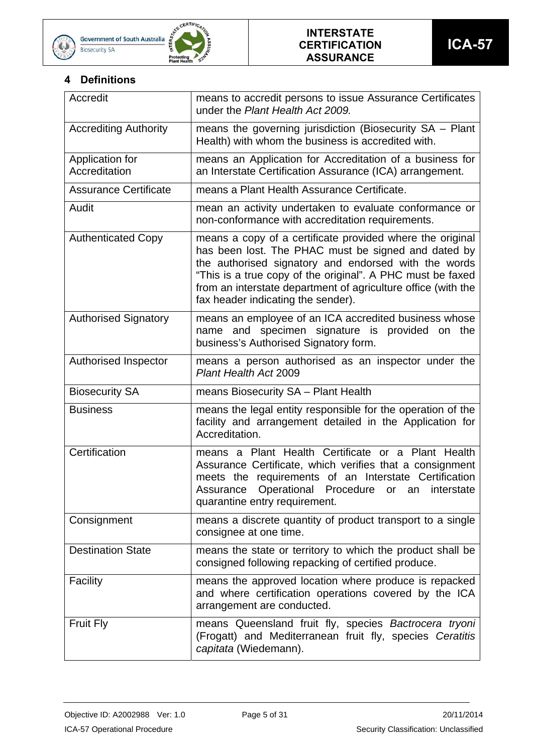## 4 Definitions

| | |
|---|---|
| Accredit | means to accredit persons to issue Assurance Certificates under the *Plant Health Act 2009.* |
| Accrediting Authority | means the governing jurisdiction (Biosecurity SA – Plant Health) with whom the business is accredited with. |
| Application for Accreditation | means an Application for Accreditation of a business for an Interstate Certification Assurance (ICA) arrangement. |
| Assurance Certificate | means a Plant Health Assurance Certificate. |
| Audit | mean an activity undertaken to evaluate conformance or non-conformance with accreditation requirements. |
| Authenticated Copy | means a copy of a certificate provided where the original has been lost. The PHAC must be signed and dated by the authorised signatory and endorsed with the words "This is a true copy of the original". A PHC must be faxed from an interstate department of agriculture office (with the fax header indicating the sender). |
| Authorised Signatory | means an employee of an ICA accredited business whose name and specimen signature is provided on the business's Authorised Signatory form. |
| Authorised Inspector | means a person authorised as an inspector under the *Plant Health Act* 2009 |
| Biosecurity SA | means Biosecurity SA – Plant Health |
| Business | means the legal entity responsible for the operation of the facility and arrangement detailed in the Application for Accreditation. |
| Certification | means a Plant Health Certificate or a Plant Health Assurance Certificate, which verifies that a consignment meets the requirements of an Interstate Certification Assurance Operational Procedure or an interstate quarantine entry requirement. |
| Consignment | means a discrete quantity of product transport to a single consignee at one time. |
| Destination State | means the state or territory to which the product shall be consigned following repacking of certified produce. |
| Facility | means the approved location where produce is repacked and where certification operations covered by the ICA arrangement are conducted. |
| Fruit Fly | means Queensland fruit fly, species *Bactrocera tryoni* (Frogatt) and Mediterranean fruit fly, species *Ceratitis capitata* (Wiedemann). |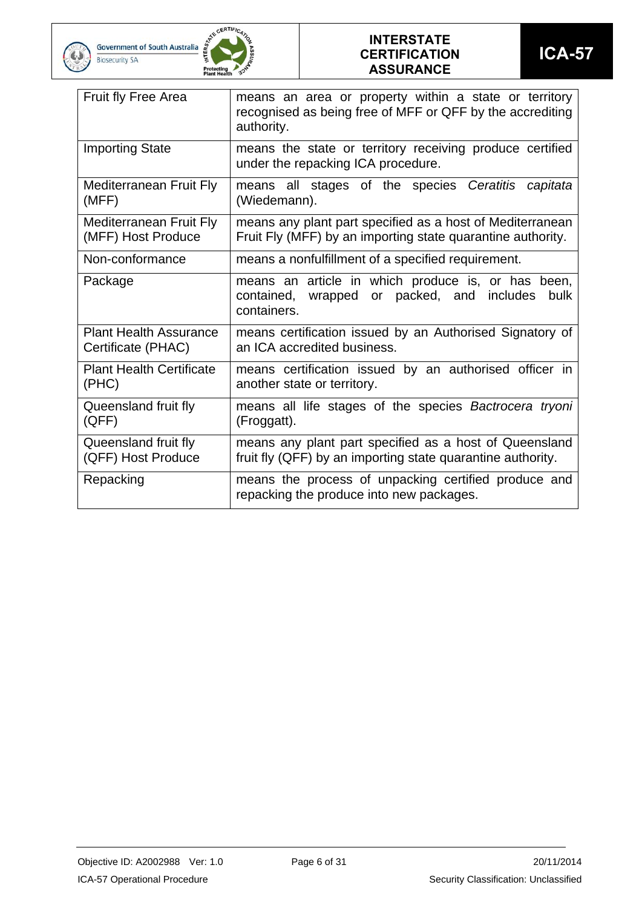| | |
|---|---|
| Fruit fly Free Area | means an area or property within a state or territory recognised as being free of MFF or QFF by the accrediting authority. |
| Importing State | means the state or territory receiving produce certified under the repacking ICA procedure. |
| Mediterranean Fruit Fly (MFF) | means all stages of the species *Ceratitis capitata* (Wiedemann). |
| Mediterranean Fruit Fly (MFF) Host Produce | means any plant part specified as a host of Mediterranean Fruit Fly (MFF) by an importing state quarantine authority. |
| Non-conformance | means a nonfulfillment of a specified requirement. |
| Package | means an article in which produce is, or has been, contained, wrapped or packed, and includes bulk containers. |
| Plant Health Assurance Certificate (PHAC) | means certification issued by an Authorised Signatory of an ICA accredited business. |
| Plant Health Certificate (PHC) | means certification issued by an authorised officer in another state or territory. |
| Queensland fruit fly (QFF) | means all life stages of the species *Bactrocera tryoni* (Froggatt). |
| Queensland fruit fly (QFF) Host Produce | means any plant part specified as a host of Queensland fruit fly (QFF) by an importing state quarantine authority. |
| Repacking | means the process of unpacking certified produce and repacking the produce into new packages. |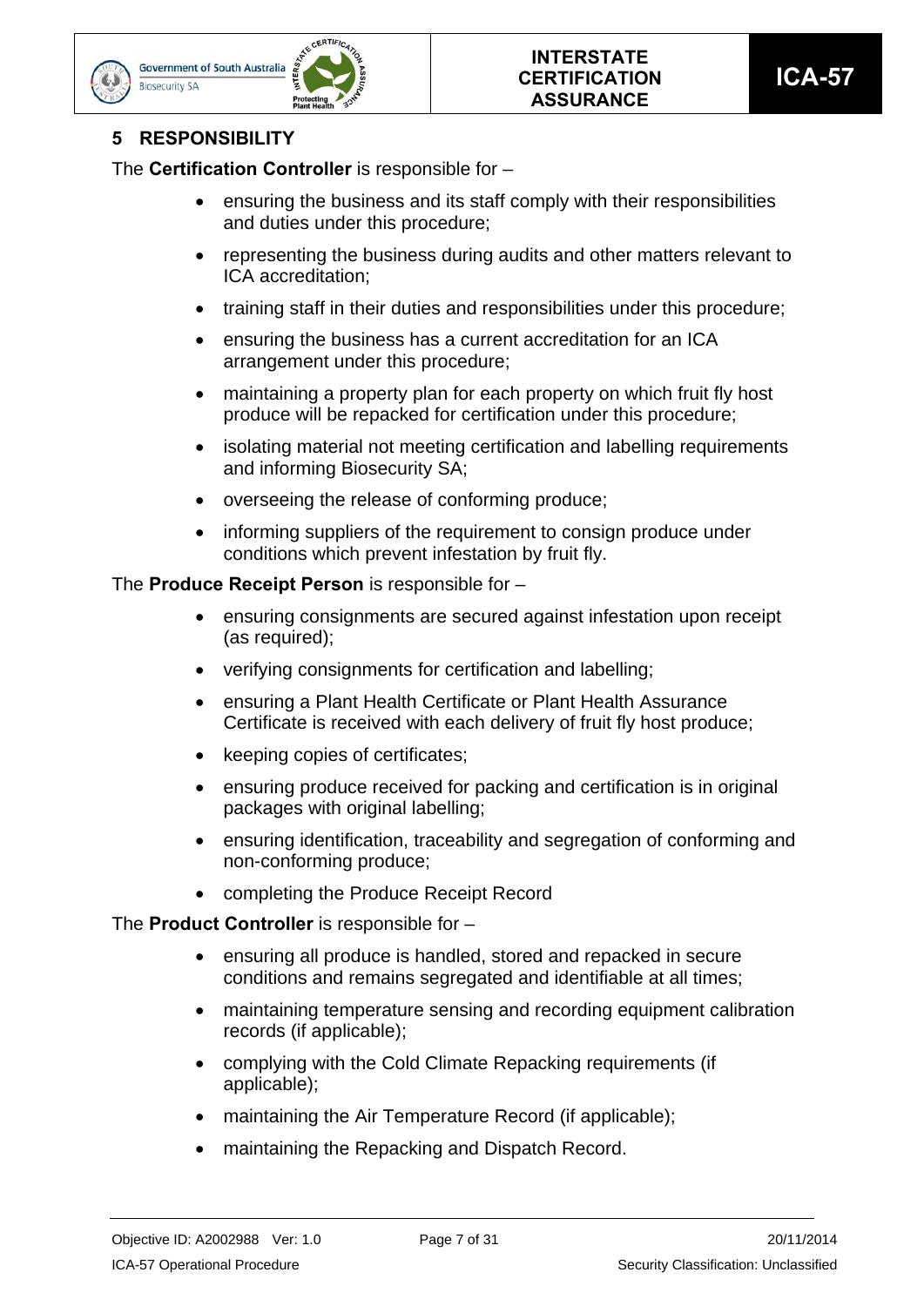## 5 RESPONSIBILITY

The **Certification Controller** is responsible for –

- ensuring the business and its staff comply with their responsibilities and duties under this procedure;
- representing the business during audits and other matters relevant to ICA accreditation;
- training staff in their duties and responsibilities under this procedure;
- ensuring the business has a current accreditation for an ICA arrangement under this procedure;
- maintaining a property plan for each property on which fruit fly host produce will be repacked for certification under this procedure;
- isolating material not meeting certification and labelling requirements and informing Biosecurity SA;
- overseeing the release of conforming produce;
- informing suppliers of the requirement to consign produce under conditions which prevent infestation by fruit fly.

The **Produce Receipt Person** is responsible for –

- ensuring consignments are secured against infestation upon receipt (as required);
- verifying consignments for certification and labelling;
- ensuring a Plant Health Certificate or Plant Health Assurance Certificate is received with each delivery of fruit fly host produce;
- keeping copies of certificates;
- ensuring produce received for packing and certification is in original packages with original labelling;
- ensuring identification, traceability and segregation of conforming and non-conforming produce;
- completing the Produce Receipt Record

The **Product Controller** is responsible for –

- ensuring all produce is handled, stored and repacked in secure conditions and remains segregated and identifiable at all times;
- maintaining temperature sensing and recording equipment calibration records (if applicable);
- complying with the Cold Climate Repacking requirements (if applicable);
- maintaining the Air Temperature Record (if applicable);
- maintaining the Repacking and Dispatch Record.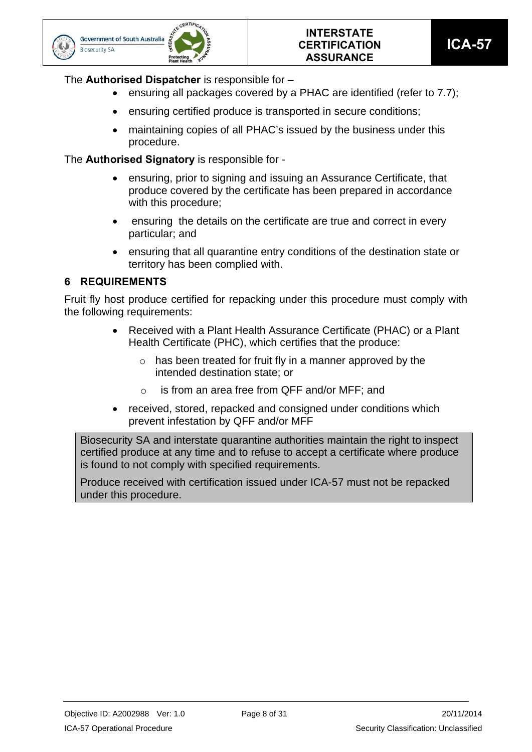The **Authorised Dispatcher** is responsible for –

- ensuring all packages covered by a PHAC are identified (refer to 7.7);
- ensuring certified produce is transported in secure conditions;
- maintaining copies of all PHAC's issued by the business under this procedure.

The **Authorised Signatory** is responsible for -

- ensuring, prior to signing and issuing an Assurance Certificate, that produce covered by the certificate has been prepared in accordance with this procedure;
- ensuring the details on the certificate are true and correct in every particular; and
- ensuring that all quarantine entry conditions of the destination state or territory has been complied with.

## 6 REQUIREMENTS

Fruit fly host produce certified for repacking under this procedure must comply with the following requirements:

- Received with a Plant Health Assurance Certificate (PHAC) or a Plant Health Certificate (PHC), which certifies that the produce:
    - has been treated for fruit fly in a manner approved by the intended destination state; or
    - is from an area free from QFF and/or MFF; and
- received, stored, repacked and consigned under conditions which prevent infestation by QFF and/or MFF

> Biosecurity SA and interstate quarantine authorities maintain the right to inspect certified produce at any time and to refuse to accept a certificate where produce is found to not comply with specified requirements.
>
> Produce received with certification issued under ICA-57 must not be repacked under this procedure.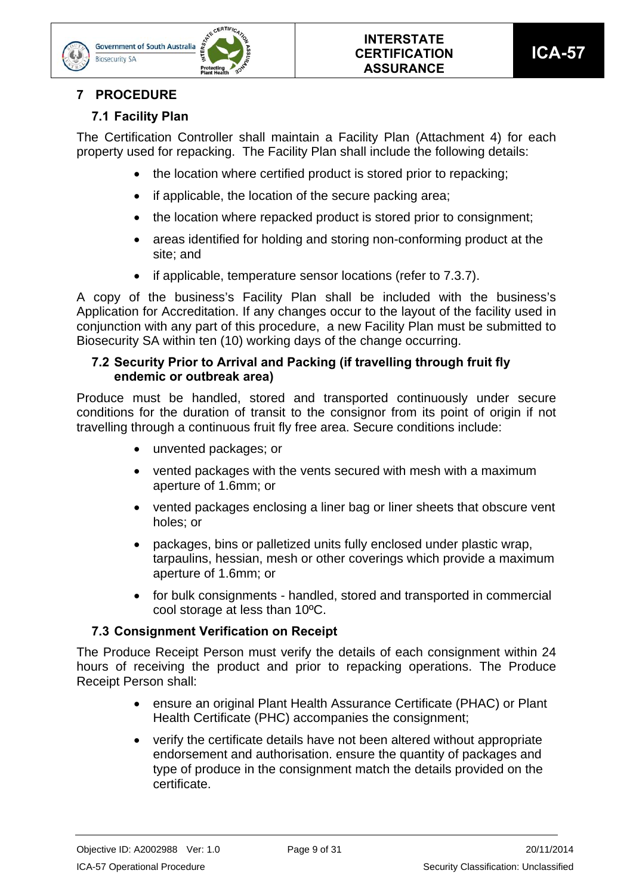# 7 PROCEDURE

## 7.1 Facility Plan

The Certification Controller shall maintain a Facility Plan (Attachment 4) for each property used for repacking. The Facility Plan shall include the following details:

- the location where certified product is stored prior to repacking;
- if applicable, the location of the secure packing area;
- the location where repacked product is stored prior to consignment;
- areas identified for holding and storing non-conforming product at the site; and
- if applicable, temperature sensor locations (refer to 7.3.7).

A copy of the business's Facility Plan shall be included with the business's Application for Accreditation. If any changes occur to the layout of the facility used in conjunction with any part of this procedure, a new Facility Plan must be submitted to Biosecurity SA within ten (10) working days of the change occurring.

## 7.2 Security Prior to Arrival and Packing (if travelling through fruit fly endemic or outbreak area)

Produce must be handled, stored and transported continuously under secure conditions for the duration of transit to the consignor from its point of origin if not travelling through a continuous fruit fly free area. Secure conditions include:

- unvented packages; or
- vented packages with the vents secured with mesh with a maximum aperture of 1.6mm; or
- vented packages enclosing a liner bag or liner sheets that obscure vent holes; or
- packages, bins or palletized units fully enclosed under plastic wrap, tarpaulins, hessian, mesh or other coverings which provide a maximum aperture of 1.6mm; or
- for bulk consignments - handled, stored and transported in commercial cool storage at less than 10ºC.

## 7.3 Consignment Verification on Receipt

The Produce Receipt Person must verify the details of each consignment within 24 hours of receiving the product and prior to repacking operations. The Produce Receipt Person shall:

- ensure an original Plant Health Assurance Certificate (PHAC) or Plant Health Certificate (PHC) accompanies the consignment;
- verify the certificate details have not been altered without appropriate endorsement and authorisation. ensure the quantity of packages and type of produce in the consignment match the details provided on the certificate.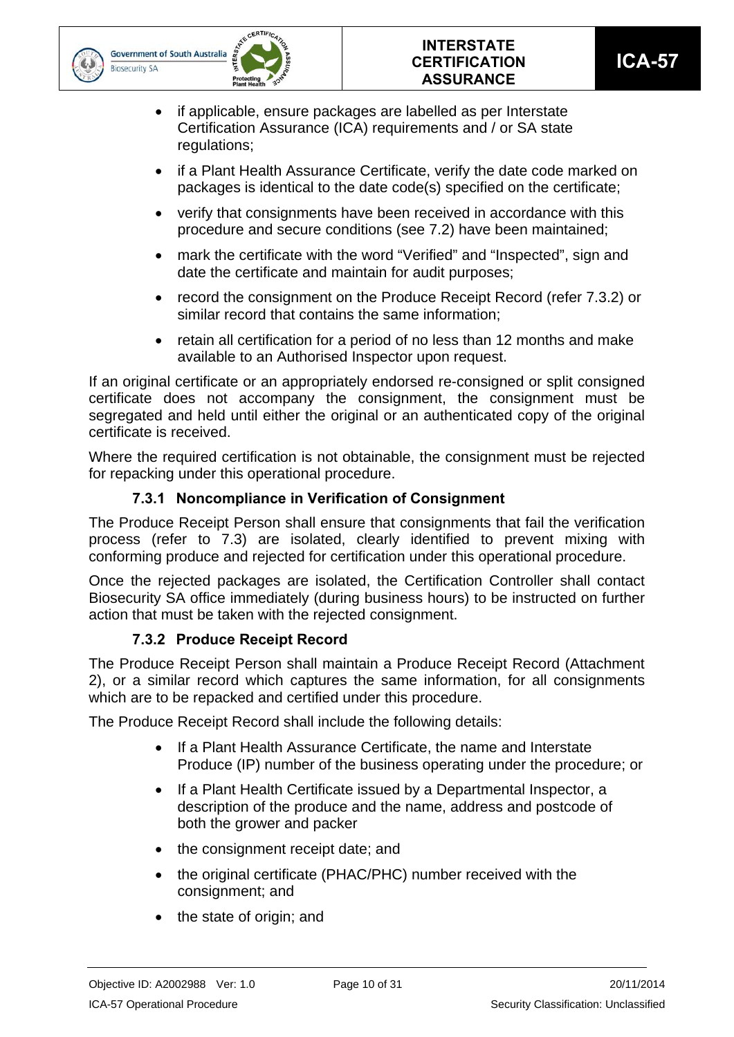- if applicable, ensure packages are labelled as per Interstate Certification Assurance (ICA) requirements and / or SA state regulations;
- if a Plant Health Assurance Certificate, verify the date code marked on packages is identical to the date code(s) specified on the certificate;
- verify that consignments have been received in accordance with this procedure and secure conditions (see 7.2) have been maintained;
- mark the certificate with the word "Verified" and "Inspected", sign and date the certificate and maintain for audit purposes;
- record the consignment on the Produce Receipt Record (refer 7.3.2) or similar record that contains the same information;
- retain all certification for a period of no less than 12 months and make available to an Authorised Inspector upon request.

If an original certificate or an appropriately endorsed re-consigned or split consigned certificate does not accompany the consignment, the consignment must be segregated and held until either the original or an authenticated copy of the original certificate is received.

Where the required certification is not obtainable, the consignment must be rejected for repacking under this operational procedure.

### 7.3.1 Noncompliance in Verification of Consignment

The Produce Receipt Person shall ensure that consignments that fail the verification process (refer to 7.3) are isolated, clearly identified to prevent mixing with conforming produce and rejected for certification under this operational procedure.

Once the rejected packages are isolated, the Certification Controller shall contact Biosecurity SA office immediately (during business hours) to be instructed on further action that must be taken with the rejected consignment.

### 7.3.2 Produce Receipt Record

The Produce Receipt Person shall maintain a Produce Receipt Record (Attachment 2), or a similar record which captures the same information, for all consignments which are to be repacked and certified under this procedure.

The Produce Receipt Record shall include the following details:

- If a Plant Health Assurance Certificate, the name and Interstate Produce (IP) number of the business operating under the procedure; or
- If a Plant Health Certificate issued by a Departmental Inspector, a description of the produce and the name, address and postcode of both the grower and packer
- the consignment receipt date; and
- the original certificate (PHAC/PHC) number received with the consignment; and
- the state of origin; and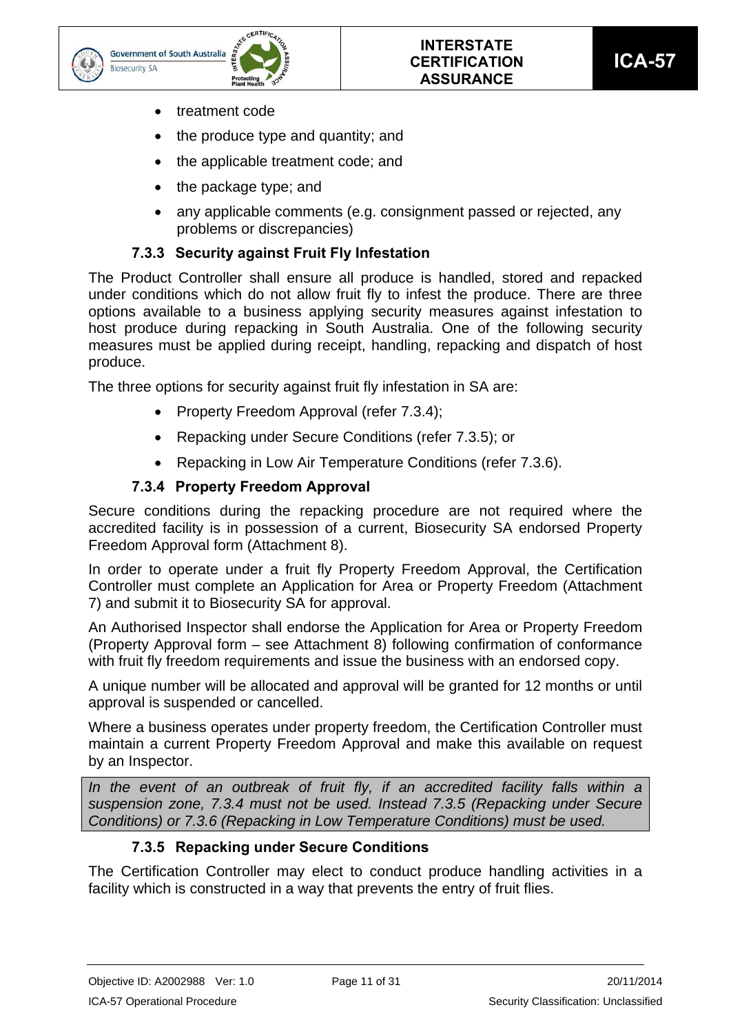- treatment code
- the produce type and quantity; and
- the applicable treatment code; and
- the package type; and
- any applicable comments (e.g. consignment passed or rejected, any problems or discrepancies)

### 7.3.3 Security against Fruit Fly Infestation

The Product Controller shall ensure all produce is handled, stored and repacked under conditions which do not allow fruit fly to infest the produce. There are three options available to a business applying security measures against infestation to host produce during repacking in South Australia. One of the following security measures must be applied during receipt, handling, repacking and dispatch of host produce.

The three options for security against fruit fly infestation in SA are:

- Property Freedom Approval (refer 7.3.4);
- Repacking under Secure Conditions (refer 7.3.5); or
- Repacking in Low Air Temperature Conditions (refer 7.3.6).

### 7.3.4 Property Freedom Approval

Secure conditions during the repacking procedure are not required where the accredited facility is in possession of a current, Biosecurity SA endorsed Property Freedom Approval form (Attachment 8).

In order to operate under a fruit fly Property Freedom Approval, the Certification Controller must complete an Application for Area or Property Freedom (Attachment 7) and submit it to Biosecurity SA for approval.

An Authorised Inspector shall endorse the Application for Area or Property Freedom (Property Approval form – see Attachment 8) following confirmation of conformance with fruit fly freedom requirements and issue the business with an endorsed copy.

A unique number will be allocated and approval will be granted for 12 months or until approval is suspended or cancelled.

Where a business operates under property freedom, the Certification Controller must maintain a current Property Freedom Approval and make this available on request by an Inspector.

*In the event of an outbreak of fruit fly, if an accredited facility falls within a suspension zone, 7.3.4 must not be used. Instead 7.3.5 (Repacking under Secure Conditions) or 7.3.6 (Repacking in Low Temperature Conditions) must be used.*

### 7.3.5 Repacking under Secure Conditions

The Certification Controller may elect to conduct produce handling activities in a facility which is constructed in a way that prevents the entry of fruit flies.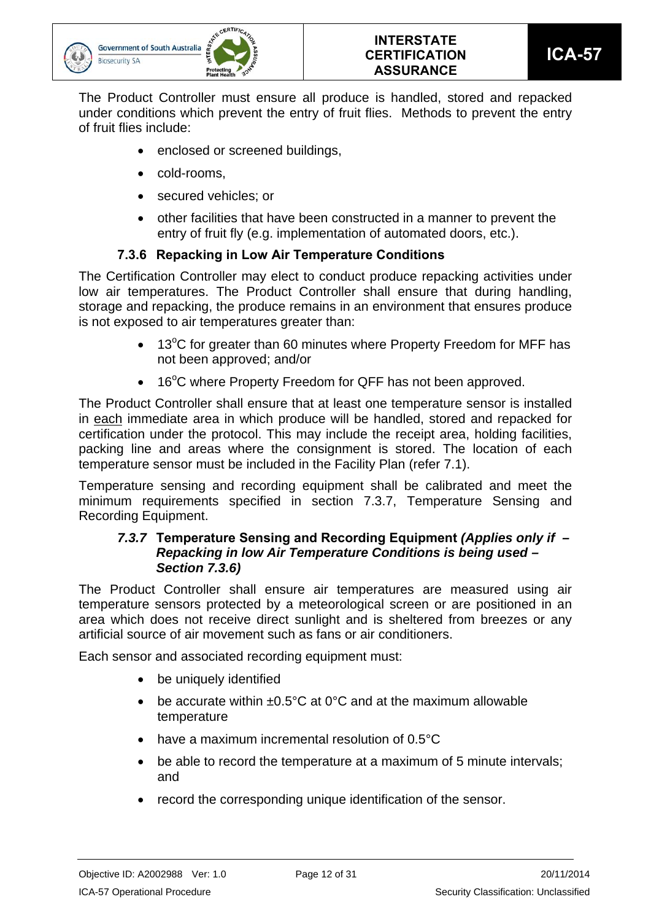The Product Controller must ensure all produce is handled, stored and repacked under conditions which prevent the entry of fruit flies. Methods to prevent the entry of fruit flies include:

- enclosed or screened buildings,
- cold-rooms,
- secured vehicles; or
- other facilities that have been constructed in a manner to prevent the entry of fruit fly (e.g. implementation of automated doors, etc.).

### 7.3.6 Repacking in Low Air Temperature Conditions

The Certification Controller may elect to conduct produce repacking activities under low air temperatures. The Product Controller shall ensure that during handling, storage and repacking, the produce remains in an environment that ensures produce is not exposed to air temperatures greater than:

- 13°C for greater than 60 minutes where Property Freedom for MFF has not been approved; and/or
- 16°C where Property Freedom for QFF has not been approved.

The Product Controller shall ensure that at least one temperature sensor is installed in each immediate area in which produce will be handled, stored and repacked for certification under the protocol. This may include the receipt area, holding facilities, packing line and areas where the consignment is stored. The location of each temperature sensor must be included in the Facility Plan (refer 7.1).

Temperature sensing and recording equipment shall be calibrated and meet the minimum requirements specified in section 7.3.7, Temperature Sensing and Recording Equipment.

### *7.3.7* Temperature Sensing and Recording Equipment *(Applies only if – Repacking in low Air Temperature Conditions is being used – Section 7.3.6)*

The Product Controller shall ensure air temperatures are measured using air temperature sensors protected by a meteorological screen or are positioned in an area which does not receive direct sunlight and is sheltered from breezes or any artificial source of air movement such as fans or air conditioners.

Each sensor and associated recording equipment must:

- be uniquely identified
- be accurate within ±0.5°C at 0°C and at the maximum allowable temperature
- have a maximum incremental resolution of 0.5°C
- be able to record the temperature at a maximum of 5 minute intervals; and
- record the corresponding unique identification of the sensor.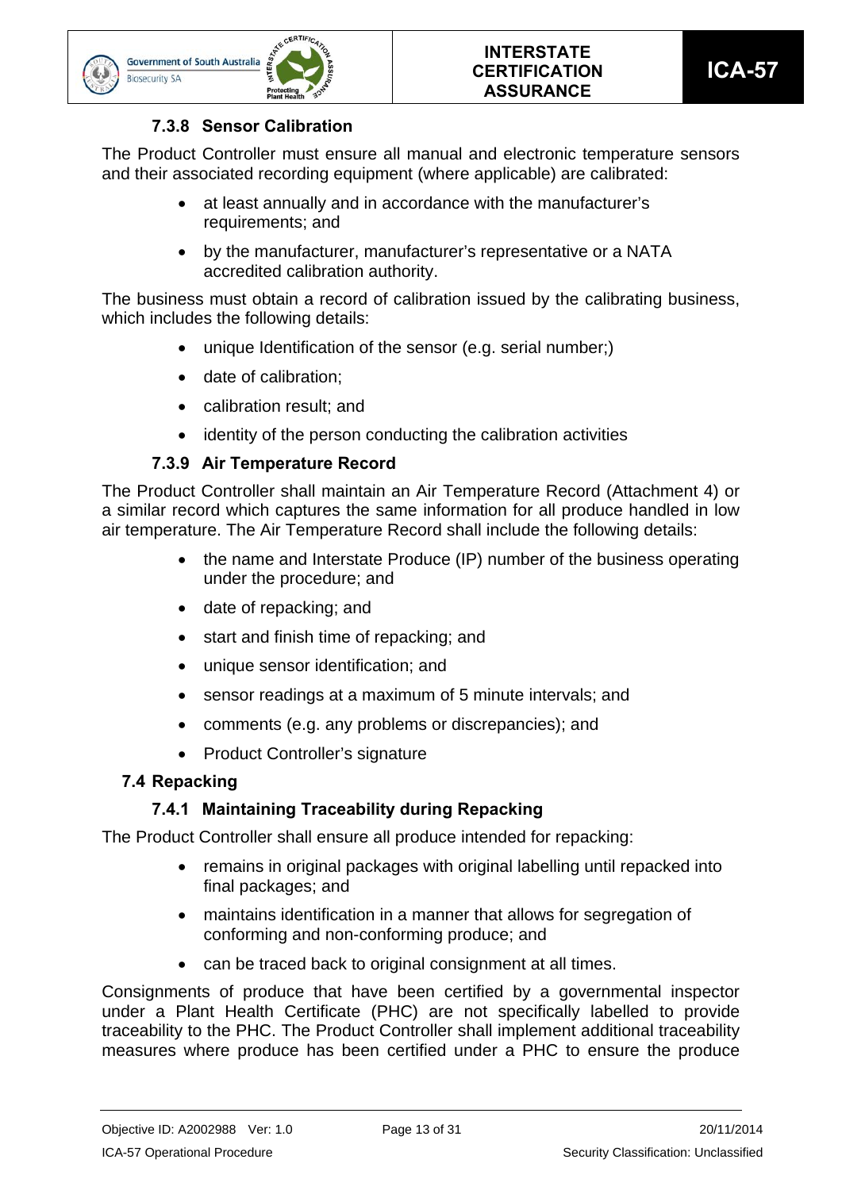#### 7.3.8 Sensor Calibration

The Product Controller must ensure all manual and electronic temperature sensors and their associated recording equipment (where applicable) are calibrated:

- at least annually and in accordance with the manufacturer's requirements; and
- by the manufacturer, manufacturer's representative or a NATA accredited calibration authority.

The business must obtain a record of calibration issued by the calibrating business, which includes the following details:

- unique Identification of the sensor (e.g. serial number;)
- date of calibration;
- calibration result; and
- identity of the person conducting the calibration activities

#### 7.3.9 Air Temperature Record

The Product Controller shall maintain an Air Temperature Record (Attachment 4) or a similar record which captures the same information for all produce handled in low air temperature. The Air Temperature Record shall include the following details:

- the name and Interstate Produce (IP) number of the business operating under the procedure; and
- date of repacking; and
- start and finish time of repacking; and
- unique sensor identification; and
- sensor readings at a maximum of 5 minute intervals; and
- comments (e.g. any problems or discrepancies); and
- Product Controller's signature

### 7.4 Repacking

#### 7.4.1 Maintaining Traceability during Repacking

The Product Controller shall ensure all produce intended for repacking:

- remains in original packages with original labelling until repacked into final packages; and
- maintains identification in a manner that allows for segregation of conforming and non-conforming produce; and
- can be traced back to original consignment at all times.

Consignments of produce that have been certified by a governmental inspector under a Plant Health Certificate (PHC) are not specifically labelled to provide traceability to the PHC. The Product Controller shall implement additional traceability measures where produce has been certified under a PHC to ensure the produce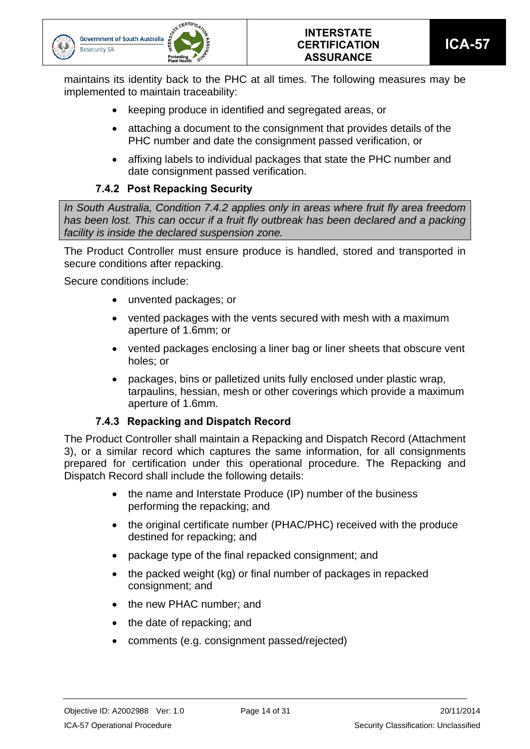maintains its identity back to the PHC at all times. The following measures may be implemented to maintain traceability:

- keeping produce in identified and segregated areas, or
- attaching a document to the consignment that provides details of the PHC number and date the consignment passed verification, or
- affixing labels to individual packages that state the PHC number and date consignment passed verification.

### 7.4.2 Post Repacking Security

*In South Australia, Condition 7.4.2 applies only in areas where fruit fly area freedom has been lost. This can occur if a fruit fly outbreak has been declared and a packing facility is inside the declared suspension zone.*

The Product Controller must ensure produce is handled, stored and transported in secure conditions after repacking.

Secure conditions include:

- unvented packages; or
- vented packages with the vents secured with mesh with a maximum aperture of 1.6mm; or
- vented packages enclosing a liner bag or liner sheets that obscure vent holes; or
- packages, bins or palletized units fully enclosed under plastic wrap, tarpaulins, hessian, mesh or other coverings which provide a maximum aperture of 1.6mm.

### 7.4.3 Repacking and Dispatch Record

The Product Controller shall maintain a Repacking and Dispatch Record (Attachment 3), or a similar record which captures the same information, for all consignments prepared for certification under this operational procedure. The Repacking and Dispatch Record shall include the following details:

- the name and Interstate Produce (IP) number of the business performing the repacking; and
- the original certificate number (PHAC/PHC) received with the produce destined for repacking; and
- package type of the final repacked consignment; and
- the packed weight (kg) or final number of packages in repacked consignment; and
- the new PHAC number; and
- the date of repacking; and
- comments (e.g. consignment passed/rejected)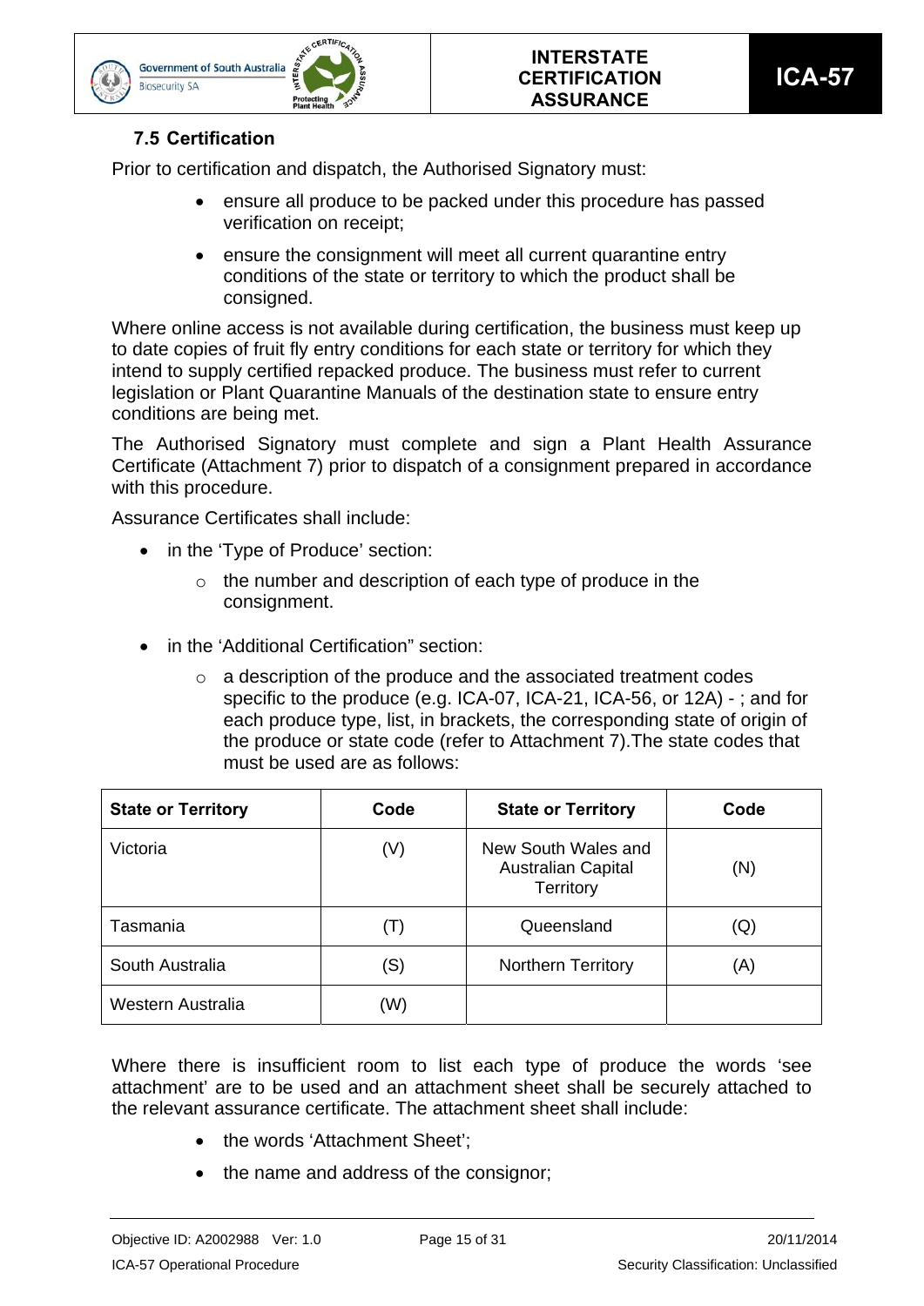### 7.5 Certification

Prior to certification and dispatch, the Authorised Signatory must:

- ensure all produce to be packed under this procedure has passed verification on receipt;
- ensure the consignment will meet all current quarantine entry conditions of the state or territory to which the product shall be consigned.

Where online access is not available during certification, the business must keep up to date copies of fruit fly entry conditions for each state or territory for which they intend to supply certified repacked produce. The business must refer to current legislation or Plant Quarantine Manuals of the destination state to ensure entry conditions are being met.

The Authorised Signatory must complete and sign a Plant Health Assurance Certificate (Attachment 7) prior to dispatch of a consignment prepared in accordance with this procedure.

Assurance Certificates shall include:

- in the 'Type of Produce' section:
  - the number and description of each type of produce in the consignment.
- in the 'Additional Certification" section:
  - a description of the produce and the associated treatment codes specific to the produce (e.g. ICA-07, ICA-21, ICA-56, or 12A) - ; and for each produce type, list, in brackets, the corresponding state of origin of the produce or state code (refer to Attachment 7).The state codes that must be used are as follows:

| State or Territory | Code | State or Territory | Code |
|---|---|---|---|
| Victoria | (V) | New South Wales and Australian Capital Territory | (N) |
| Tasmania | (T) | Queensland | (Q) |
| South Australia | (S) | Northern Territory | (A) |
| Western Australia | (W) | | |

Where there is insufficient room to list each type of produce the words 'see attachment' are to be used and an attachment sheet shall be securely attached to the relevant assurance certificate. The attachment sheet shall include:

- the words 'Attachment Sheet';
- the name and address of the consignor;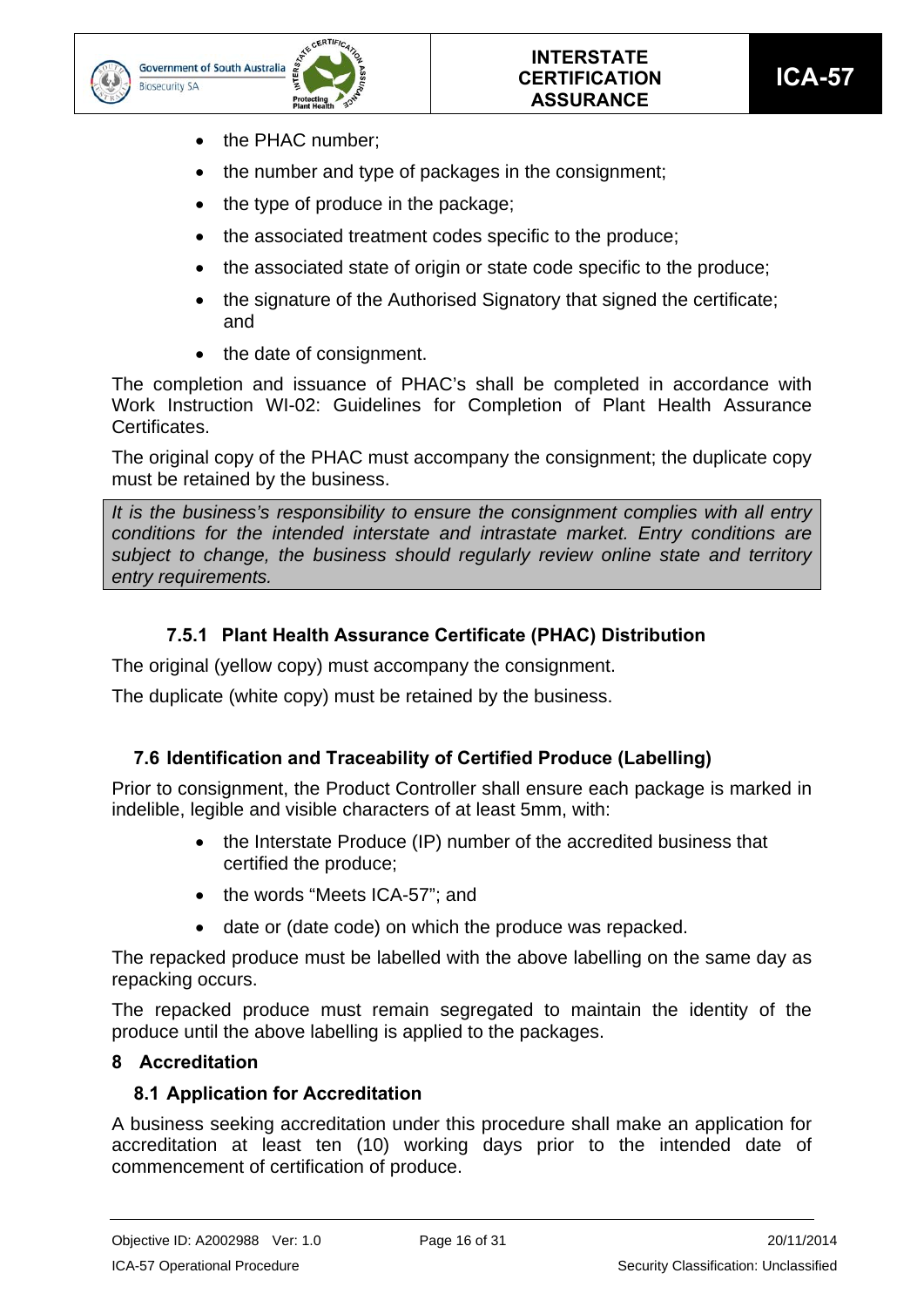- the PHAC number;
- the number and type of packages in the consignment;
- the type of produce in the package;
- the associated treatment codes specific to the produce;
- the associated state of origin or state code specific to the produce;
- the signature of the Authorised Signatory that signed the certificate; and
- the date of consignment.

The completion and issuance of PHAC's shall be completed in accordance with Work Instruction WI-02: Guidelines for Completion of Plant Health Assurance Certificates.

The original copy of the PHAC must accompany the consignment; the duplicate copy must be retained by the business.

*It is the business's responsibility to ensure the consignment complies with all entry conditions for the intended interstate and intrastate market. Entry conditions are subject to change, the business should regularly review online state and territory entry requirements.*

#### 7.5.1 Plant Health Assurance Certificate (PHAC) Distribution

The original (yellow copy) must accompany the consignment.

The duplicate (white copy) must be retained by the business.

### 7.6 Identification and Traceability of Certified Produce (Labelling)

Prior to consignment, the Product Controller shall ensure each package is marked in indelible, legible and visible characters of at least 5mm, with:

- the Interstate Produce (IP) number of the accredited business that certified the produce;
- the words "Meets ICA-57"; and
- date or (date code) on which the produce was repacked.

The repacked produce must be labelled with the above labelling on the same day as repacking occurs.

The repacked produce must remain segregated to maintain the identity of the produce until the above labelling is applied to the packages.

## 8 Accreditation

### 8.1 Application for Accreditation

A business seeking accreditation under this procedure shall make an application for accreditation at least ten (10) working days prior to the intended date of commencement of certification of produce.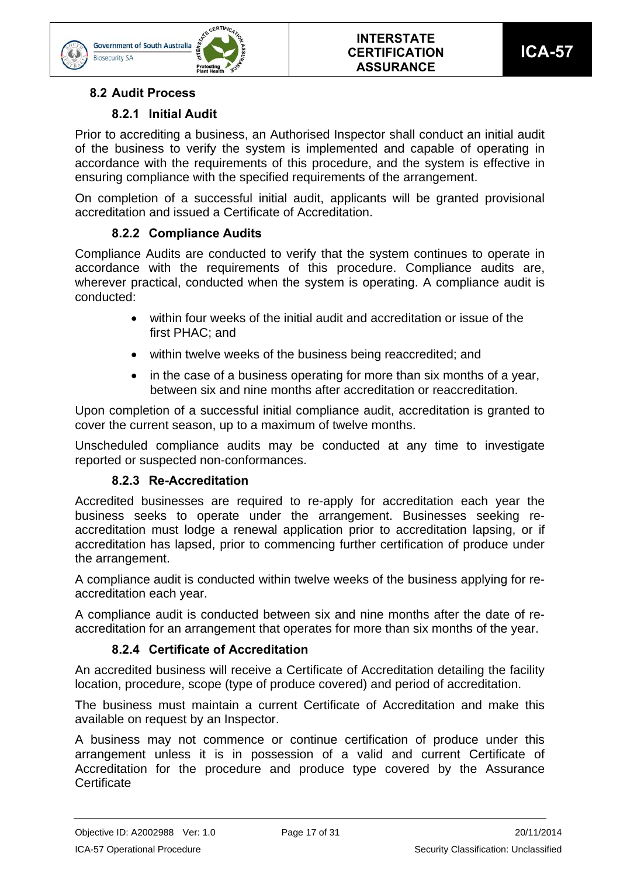## 8.2 Audit Process

### 8.2.1 Initial Audit

Prior to accrediting a business, an Authorised Inspector shall conduct an initial audit of the business to verify the system is implemented and capable of operating in accordance with the requirements of this procedure, and the system is effective in ensuring compliance with the specified requirements of the arrangement.

On completion of a successful initial audit, applicants will be granted provisional accreditation and issued a Certificate of Accreditation.

### 8.2.2 Compliance Audits

Compliance Audits are conducted to verify that the system continues to operate in accordance with the requirements of this procedure. Compliance audits are, wherever practical, conducted when the system is operating. A compliance audit is conducted:

- within four weeks of the initial audit and accreditation or issue of the first PHAC; and
- within twelve weeks of the business being reaccredited; and
- in the case of a business operating for more than six months of a year, between six and nine months after accreditation or reaccreditation.

Upon completion of a successful initial compliance audit, accreditation is granted to cover the current season, up to a maximum of twelve months.

Unscheduled compliance audits may be conducted at any time to investigate reported or suspected non-conformances.

### 8.2.3 Re-Accreditation

Accredited businesses are required to re-apply for accreditation each year the business seeks to operate under the arrangement. Businesses seeking re-accreditation must lodge a renewal application prior to accreditation lapsing, or if accreditation has lapsed, prior to commencing further certification of produce under the arrangement.

A compliance audit is conducted within twelve weeks of the business applying for re-accreditation each year.

A compliance audit is conducted between six and nine months after the date of re-accreditation for an arrangement that operates for more than six months of the year.

### 8.2.4 Certificate of Accreditation

An accredited business will receive a Certificate of Accreditation detailing the facility location, procedure, scope (type of produce covered) and period of accreditation.

The business must maintain a current Certificate of Accreditation and make this available on request by an Inspector.

A business may not commence or continue certification of produce under this arrangement unless it is in possession of a valid and current Certificate of Accreditation for the procedure and produce type covered by the Assurance Certificate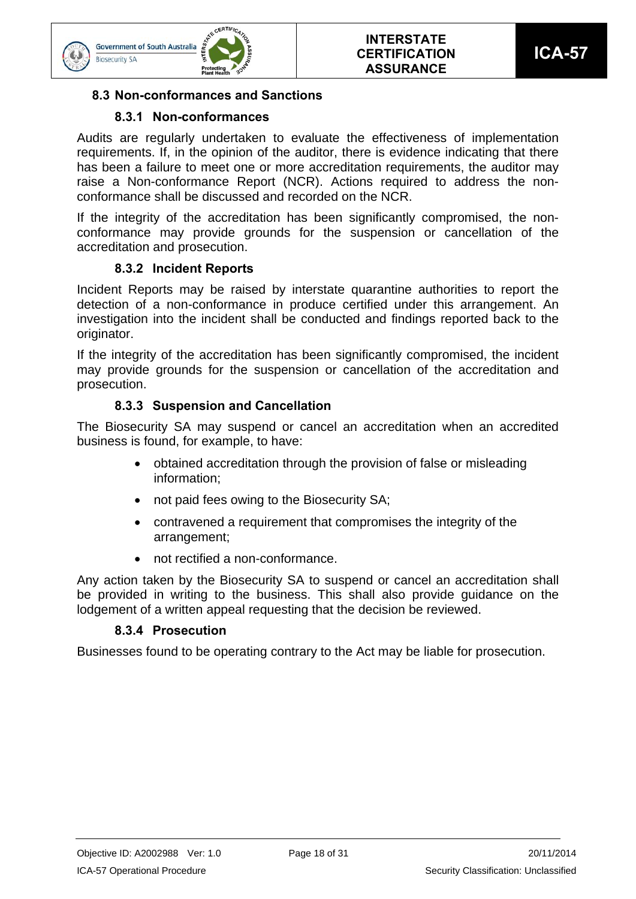## 8.3 Non-conformances and Sanctions

### 8.3.1 Non-conformances

Audits are regularly undertaken to evaluate the effectiveness of implementation requirements. If, in the opinion of the auditor, there is evidence indicating that there has been a failure to meet one or more accreditation requirements, the auditor may raise a Non-conformance Report (NCR). Actions required to address the non-conformance shall be discussed and recorded on the NCR.

If the integrity of the accreditation has been significantly compromised, the non-conformance may provide grounds for the suspension or cancellation of the accreditation and prosecution.

### 8.3.2 Incident Reports

Incident Reports may be raised by interstate quarantine authorities to report the detection of a non-conformance in produce certified under this arrangement. An investigation into the incident shall be conducted and findings reported back to the originator.

If the integrity of the accreditation has been significantly compromised, the incident may provide grounds for the suspension or cancellation of the accreditation and prosecution.

### 8.3.3 Suspension and Cancellation

The Biosecurity SA may suspend or cancel an accreditation when an accredited business is found, for example, to have:

- obtained accreditation through the provision of false or misleading information;
- not paid fees owing to the Biosecurity SA;
- contravened a requirement that compromises the integrity of the arrangement;
- not rectified a non-conformance.

Any action taken by the Biosecurity SA to suspend or cancel an accreditation shall be provided in writing to the business. This shall also provide guidance on the lodgement of a written appeal requesting that the decision be reviewed.

### 8.3.4 Prosecution

Businesses found to be operating contrary to the Act may be liable for prosecution.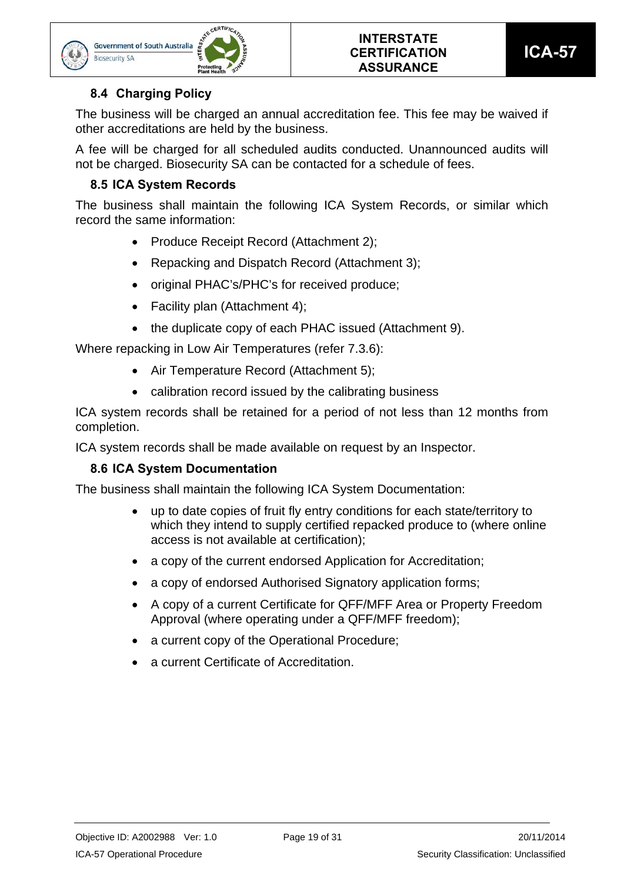### 8.4 Charging Policy

The business will be charged an annual accreditation fee. This fee may be waived if other accreditations are held by the business.

A fee will be charged for all scheduled audits conducted. Unannounced audits will not be charged. Biosecurity SA can be contacted for a schedule of fees.

### 8.5 ICA System Records

The business shall maintain the following ICA System Records, or similar which record the same information:

- Produce Receipt Record (Attachment 2);
- Repacking and Dispatch Record (Attachment 3);
- original PHAC's/PHC's for received produce;
- Facility plan (Attachment 4);
- the duplicate copy of each PHAC issued (Attachment 9).

Where repacking in Low Air Temperatures (refer 7.3.6):

- Air Temperature Record (Attachment 5);
- calibration record issued by the calibrating business

ICA system records shall be retained for a period of not less than 12 months from completion.

ICA system records shall be made available on request by an Inspector.

### 8.6 ICA System Documentation

The business shall maintain the following ICA System Documentation:

- up to date copies of fruit fly entry conditions for each state/territory to which they intend to supply certified repacked produce to (where online access is not available at certification);
- a copy of the current endorsed Application for Accreditation;
- a copy of endorsed Authorised Signatory application forms;
- A copy of a current Certificate for QFF/MFF Area or Property Freedom Approval (where operating under a QFF/MFF freedom);
- a current copy of the Operational Procedure;
- a current Certificate of Accreditation.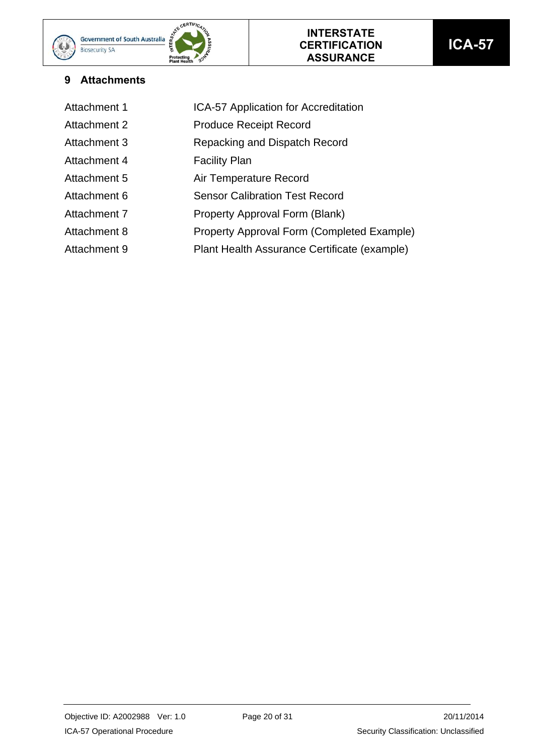## 9 Attachments

| | |
|---|---|
| Attachment 1 | ICA-57 Application for Accreditation |
| Attachment 2 | Produce Receipt Record |
| Attachment 3 | Repacking and Dispatch Record |
| Attachment 4 | Facility Plan |
| Attachment 5 | Air Temperature Record |
| Attachment 6 | Sensor Calibration Test Record |
| Attachment 7 | Property Approval Form (Blank) |
| Attachment 8 | Property Approval Form (Completed Example) |
| Attachment 9 | Plant Health Assurance Certificate (example) |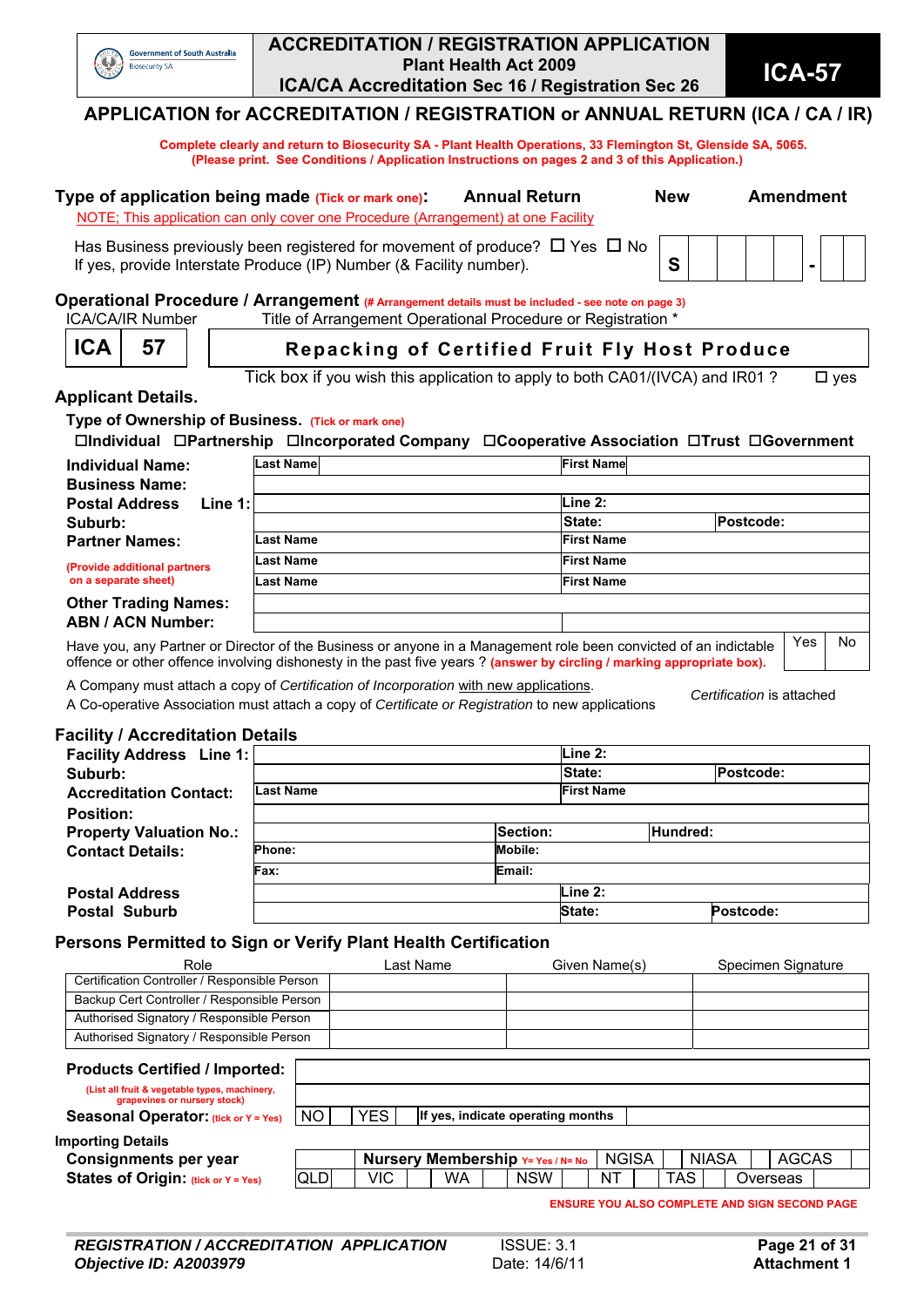Government of South Australia
Biosecurity SA

# ACCREDITATION / REGISTRATION APPLICATION
**Plant Health Act 2009**
**ICA/CA Accreditation Sec 16 / Registration Sec 26**

**ICA-57**

## APPLICATION for ACCREDITATION / REGISTRATION or ANNUAL RETURN (ICA / CA / IR)

**Complete clearly and return to Biosecurity SA - Plant Health Operations, 33 Flemington St, Glenside SA, 5065. (Please print. See Conditions / Application Instructions on pages 2 and 3 of this Application.)**

**Type of application being made** (Tick or mark one): **Annual Return** **New** **Amendment**

NOTE; This application can only cover one Procedure (Arrangement) at one Facility

Has Business previously been registered for movement of produce? ☐ Yes ☐ No
If yes, provide Interstate Produce (IP) Number (& Facility number).

| S | | | | | | - | | |
|---|---|---|---|---|---|---|---|---|

**Operational Procedure / Arrangement** (# Arrangement details must be included - see note on page 3)

| ICA/CA/IR Number | | Title of Arrangement Operational Procedure or Registration * |
|---|---|---|
| ICA | 57 | Repacking of Certified Fruit Fly Host Produce |

Tick box if you wish this application to apply to both CA01/(IVCA) and IR01 ? ☐ yes

### Applicant Details.

**Type of Ownership of Business.** (Tick or mark one)

☐Individual ☐Partnership ☐Incorporated Company ☐Cooperative Association ☐Trust ☐Government

| | | |
|---|---|---|
| **Individual Name:** | Last Name | First Name |
| **Business Name:** | | |
| **Postal Address Line 1:** | | Line 2: |
| **Suburb:** | | State: Postcode: |
| **Partner Names:** | Last Name | First Name |
| (Provide additional partners on a separate sheet) | Last Name | First Name |
| | Last Name | First Name |
| **Other Trading Names:** | | |
| **ABN / ACN Number:** | | |

Have you, any Partner or Director of the Business or anyone in a Management role been convicted of an indictable offence or other offence involving dishonesty in the past five years ? (answer by circling / marking appropriate box). | Yes | No |

A Company must attach a copy of *Certification of Incorporation* with new applications.
A Co-operative Association must attach a copy of *Certificate or Registration* to new applications

*Certification* is attached

### Facility / Accreditation Details

| | | | |
|---|---|---|---|
| **Facility Address Line 1:** | | Line 2: | |
| **Suburb:** | | State: | Postcode: |
| **Accreditation Contact:** | Last Name | First Name | |
| **Position:** | | | |
| **Property Valuation No.:** | | Section: | Hundred: |
| **Contact Details:** | Phone: | Mobile: | |
| | Fax: | Email: | |
| **Postal Address** | | Line 2: | |
| **Postal Suburb** | | State: | Postcode: |

### Persons Permitted to Sign or Verify Plant Health Certification

| Role | Last Name | Given Name(s) | Specimen Signature |
|---|---|---|---|
| Certification Controller / Responsible Person | | | |
| Backup Cert Controller / Responsible Person | | | |
| Authorised Signatory / Responsible Person | | | |
| Authorised Signatory / Responsible Person | | | |

**Products Certified / Imported:**
(List all fruit & vegetable types, machinery, grapevines or nursery stock)

**Seasonal Operator:** (tick or Y = Yes) | NO | | YES | | If yes, indicate operating months | |

**Importing Details**

| Consignments per year | | Nursery Membership Y= Yes / N= No | | NGISA | | NIASA | | AGCAS | |
|---|---|---|---|---|---|---|---|---|---|
| **States of Origin:** (tick or Y = Yes) | QLD | | VIC | | WA | | NSW | | NT | | TAS | | Overseas | |

**ENSURE YOU ALSO COMPLETE AND SIGN SECOND PAGE**

*REGISTRATION / ACCREDITATION APPLICATION* ISSUE: 3.1 Attachment 1
*Objective ID: A2003979* Date: 14/6/11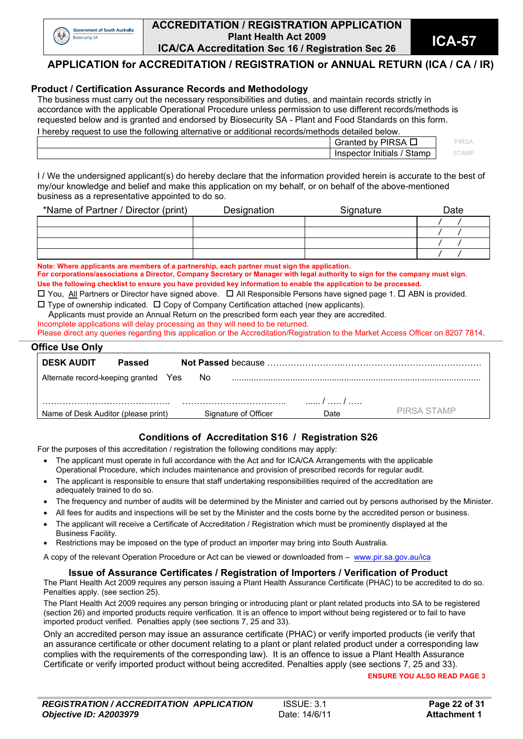Government of South Australia
Biosecurity SA

# ACCREDITATION / REGISTRATION APPLICATION
**Plant Health Act 2009**
**ICA/CA Accreditation Sec 16 / Registration Sec 26**

**ICA-57**

## APPLICATION for ACCREDITATION / REGISTRATION or ANNUAL RETURN (ICA / CA / IR)

### Product / Certification Assurance Records and Methodology

The business must carry out the necessary responsibilities and duties, and maintain records strictly in accordance with the applicable Operational Procedure unless permission to use different records/methods is requested below and is granted and endorsed by Biosecurity SA - Plant and Food Standards on this form.

I hereby request to use the following alternative or additional records/methods detailed below.

| | |
|---|---|
| | Granted by PIRSA ☐ |
| | Inspector Initials / Stamp |

PIRSA STAMP

I / We the undersigned applicant(s) do hereby declare that the information provided herein is accurate to the best of my/our knowledge and belief and make this application on my behalf, or on behalf of the above-mentioned business as a representative appointed to do so.

| *Name of Partner / Director (print) | Designation | Signature | Date |
|---|---|---|---|
| | | | / / |
| | | | / / |
| | | | / / |
| | | | / / |

**Note: Where applicants are members of a partnership, each partner must sign the application.**
**For corporations/associations a Director, Company Secretary or Manager with legal authority to sign for the company must sign.**
**Use the following checklist to ensure you have provided key information to enable the application to be processed.**

☐ You, All Partners or Director have signed above. ☐ All Responsible Persons have signed page 1. ☐ ABN is provided.
☐ Type of ownership indicated. ☐ Copy of Company Certification attached (new applicants).

Applicants must provide an Annual Return on the prescribed form each year they are accredited.

Incomplete applications will delay processing as they will need to be returned.
Please direct any queries regarding this application or the Accreditation/Registration to the Market Access Officer on 8207 7814.

### Office Use Only

**DESK AUDIT** **Passed** **Not Passed** because ……………………………………………………………………

Alternate record-keeping granted Yes No ……………………………………………………………………

| …………………………………… | …………………………… | …… / ….. / ….. | |
|---|---|---|---|
| Name of Desk Auditor (please print) | Signature of Officer | Date | PIRSA STAMP |

### Conditions of Accreditation S16 / Registration S26

For the purposes of this accreditation / registration the following conditions may apply:

- The applicant must operate in full accordance with the Act and for ICA/CA Arrangements with the applicable Operational Procedure, which includes maintenance and provision of prescribed records for regular audit.
- The applicant is responsible to ensure that staff undertaking responsibilities required of the accreditation are adequately trained to do so.
- The frequency and number of audits will be determined by the Minister and carried out by persons authorised by the Minister.
- All fees for audits and inspections will be set by the Minister and the costs borne by the accredited person or business.
- The applicant will receive a Certificate of Accreditation / Registration which must be prominently displayed at the Business Facility.
- Restrictions may be imposed on the type of product an importer may bring into South Australia.

A copy of the relevant Operation Procedure or Act can be viewed or downloaded from – www.pir.sa.gov.au/ica

### Issue of Assurance Certificates / Registration of Importers / Verification of Product

The Plant Health Act 2009 requires any person issuing a Plant Health Assurance Certificate (PHAC) to be accredited to do so. Penalties apply. (see section 25).

The Plant Health Act 2009 requires any person bringing or introducing plant or plant related products into SA to be registered (section 26) and imported products require verification. It is an offence to import without being registered or to fail to have imported product verified. Penalties apply (see sections 7, 25 and 33).

Only an accredited person may issue an assurance certificate (PHAC) or verify imported products (ie verify that an assurance certificate or other document relating to a plant or plant related product under a corresponding law complies with the requirements of the corresponding law). It is an offence to issue a Plant Health Assurance Certificate or verify imported product without being accredited. Penalties apply (see sections 7, 25 and 33).

**ENSURE YOU ALSO READ PAGE 3**

*REGISTRATION / ACCREDITATION APPLICATION* — ISSUE: 3.1 — Attachment 1
*Objective ID: A2003979* — Date: 14/6/11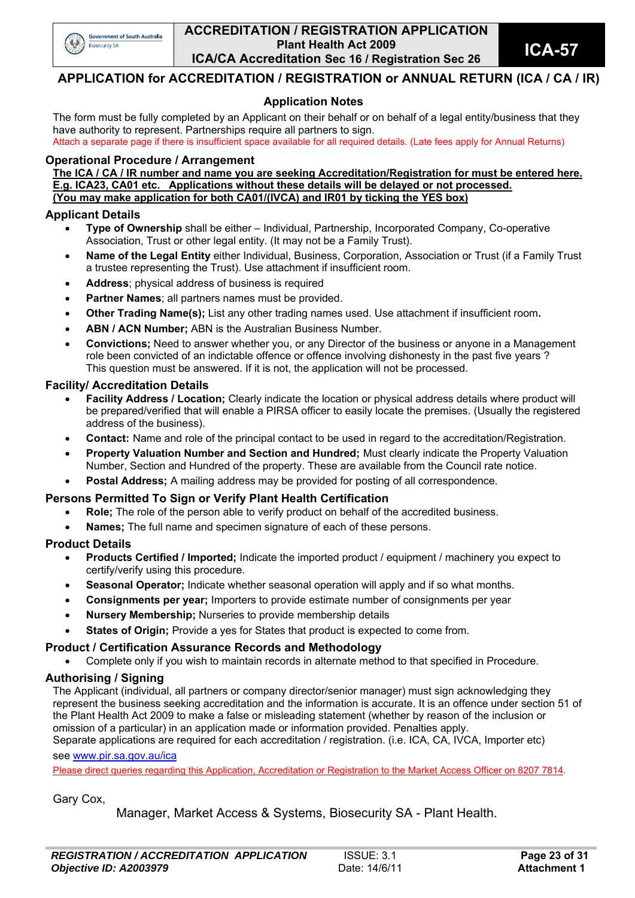# ACCREDITATION / REGISTRATION APPLICATION

**Plant Health Act 2009**

**ICA/CA Accreditation Sec 16 / Registration Sec 26**

**ICA-57**

## APPLICATION for ACCREDITATION / REGISTRATION or ANNUAL RETURN (ICA / CA / IR)

### Application Notes

The form must be fully completed by an Applicant on their behalf or on behalf of a legal entity/business that they have authority to represent. Partnerships require all partners to sign.

Attach a separate page if there is insufficient space available for all required details. (Late fees apply for Annual Returns)

### Operational Procedure / Arrangement

**The ICA / CA / IR number and name you are seeking Accreditation/Registration for must be entered here. E.g. ICA23, CA01 etc. Applications without these details will be delayed or not processed. (You may make application for both CA01/(IVCA) and IR01 by ticking the YES box)**

### Applicant Details

- **Type of Ownership** shall be either – Individual, Partnership, Incorporated Company, Co-operative Association, Trust or other legal entity. (It may not be a Family Trust).
- **Name of the Legal Entity** either Individual, Business, Corporation, Association or Trust (if a Family Trust a trustee representing the Trust). Use attachment if insufficient room.
- **Address**; physical address of business is required
- **Partner Names**; all partners names must be provided.
- **Other Trading Name(s);** List any other trading names used. Use attachment if insufficient room**.**
- **ABN / ACN Number;** ABN is the Australian Business Number.
- **Convictions;** Need to answer whether you, or any Director of the business or anyone in a Management role been convicted of an indictable offence or offence involving dishonesty in the past five years ? This question must be answered. If it is not, the application will not be processed.

### Facility/ Accreditation Details

- **Facility Address / Location;** Clearly indicate the location or physical address details where product will be prepared/verified that will enable a PIRSA officer to easily locate the premises. (Usually the registered address of the business).
- **Contact:** Name and role of the principal contact to be used in regard to the accreditation/Registration.
- **Property Valuation Number and Section and Hundred;** Must clearly indicate the Property Valuation Number, Section and Hundred of the property. These are available from the Council rate notice.
- **Postal Address;** A mailing address may be provided for posting of all correspondence.

### Persons Permitted To Sign or Verify Plant Health Certification

- **Role;** The role of the person able to verify product on behalf of the accredited business.
- **Names;** The full name and specimen signature of each of these persons.

### Product Details

- **Products Certified / Imported;** Indicate the imported product / equipment / machinery you expect to certify/verify using this procedure.
- **Seasonal Operator;** Indicate whether seasonal operation will apply and if so what months.
- **Consignments per year;** Importers to provide estimate number of consignments per year
- **Nursery Membership;** Nurseries to provide membership details
- **States of Origin;** Provide a yes for States that product is expected to come from.

### Product / Certification Assurance Records and Methodology

- Complete only if you wish to maintain records in alternate method to that specified in Procedure.

### Authorising / Signing

The Applicant (individual, all partners or company director/senior manager) must sign acknowledging they represent the business seeking accreditation and the information is accurate. It is an offence under section 51 of the Plant Health Act 2009 to make a false or misleading statement (whether by reason of the inclusion or omission of a particular) in an application made or information provided. Penalties apply.

Separate applications are required for each accreditation / registration. (i.e. ICA, CA, IVCA, Importer etc)

see www.pir.sa.gov.au/ica

Please direct queries regarding this Application, Accreditation or Registration to the Market Access Officer on 8207 7814.

Gary Cox,

Manager, Market Access & Systems, Biosecurity SA - Plant Health.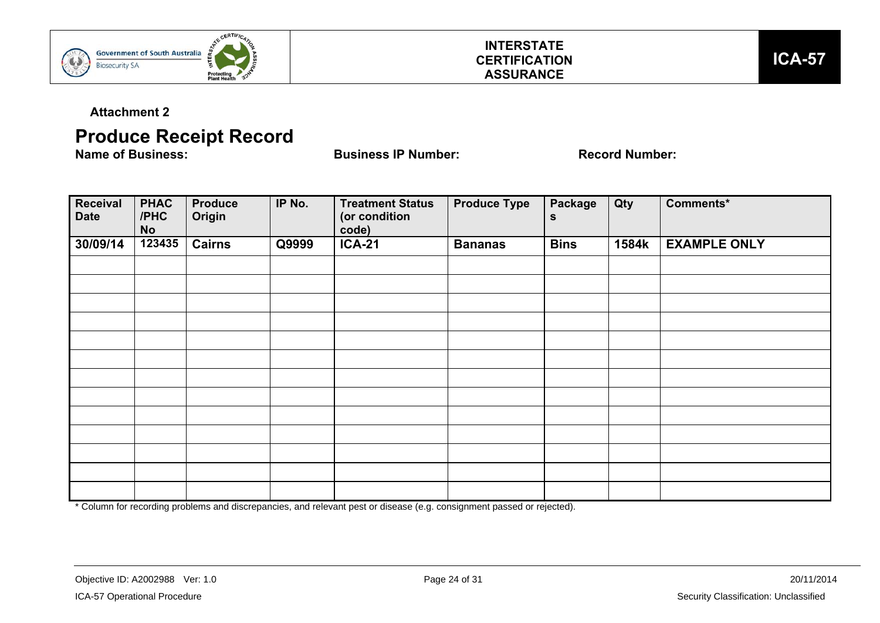**Attachment 2**

# Produce Receipt Record

**Name of Business:** **Business IP Number:** **Record Number:**

| Receival Date | PHAC /PHC No | Produce Origin | IP No. | Treatment Status (or condition code) | Produce Type | Packages | Qty | Comments* |
|---|---|---|---|---|---|---|---|---|
| **30/09/14** | **123435** | **Cairns** | **Q9999** | **ICA-21** | **Bananas** | **Bins** | **1584k** | **EXAMPLE ONLY** |
| | | | | | | | | |
| | | | | | | | | |
| | | | | | | | | |
| | | | | | | | | |
| | | | | | | | | |
| | | | | | | | | |
| | | | | | | | | |
| | | | | | | | | |
| | | | | | | | | |
| | | | | | | | | |
| | | | | | | | | |
| | | | | | | | | |
| | | | | | | | | |

* Column for recording problems and discrepancies, and relevant pest or disease (e.g. consignment passed or rejected).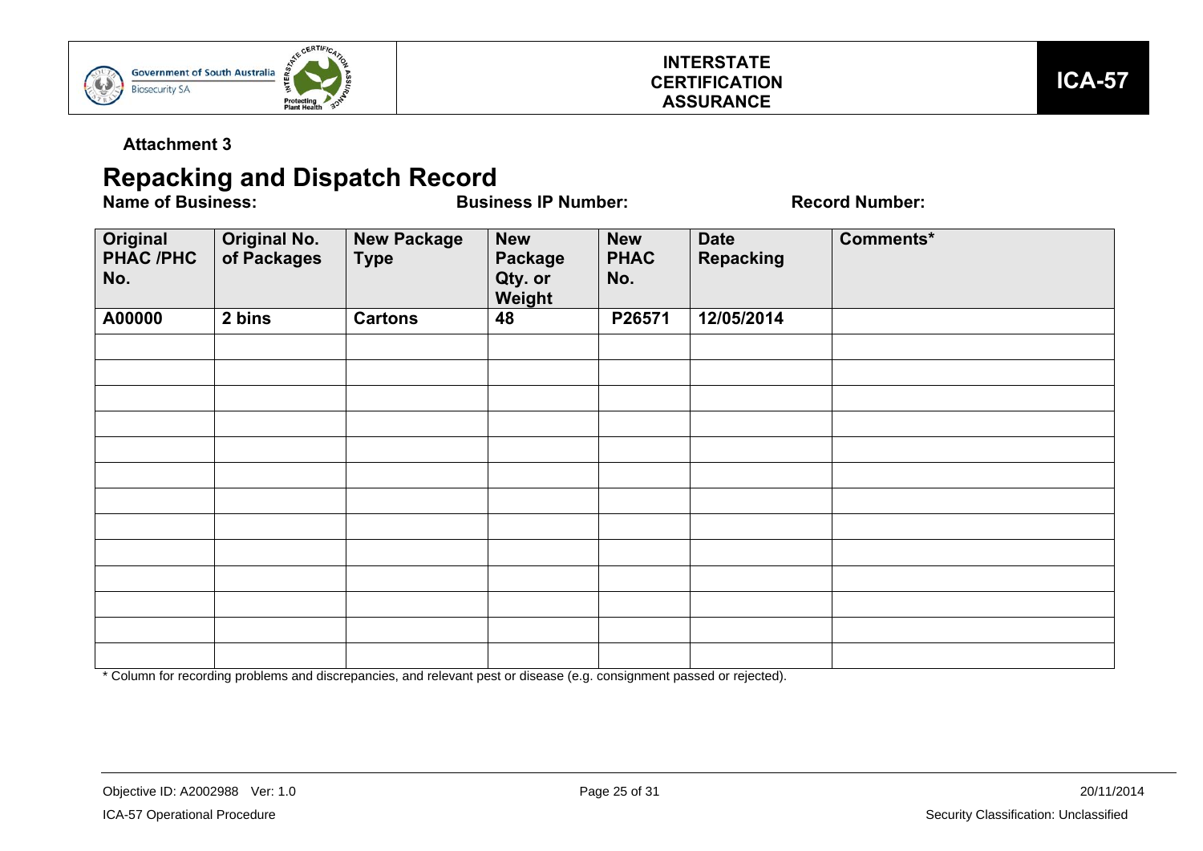**Attachment 3**

# Repacking and Dispatch Record

**Name of Business:** **Business IP Number:** **Record Number:**

| Original PHAC /PHC No. | Original No. of Packages | New Package Type | New Package Qty. or Weight | New PHAC No. | Date Repacking | Comments* |
|---|---|---|---|---|---|---|
| A00000 | 2 bins | Cartons | 48 | P26571 | 12/05/2014 | |
| | | | | | | |
| | | | | | | |
| | | | | | | |
| | | | | | | |
| | | | | | | |
| | | | | | | |
| | | | | | | |
| | | | | | | |
| | | | | | | |
| | | | | | | |
| | | | | | | |
| | | | | | | |
| | | | | | | |

* Column for recording problems and discrepancies, and relevant pest or disease (e.g. consignment passed or rejected).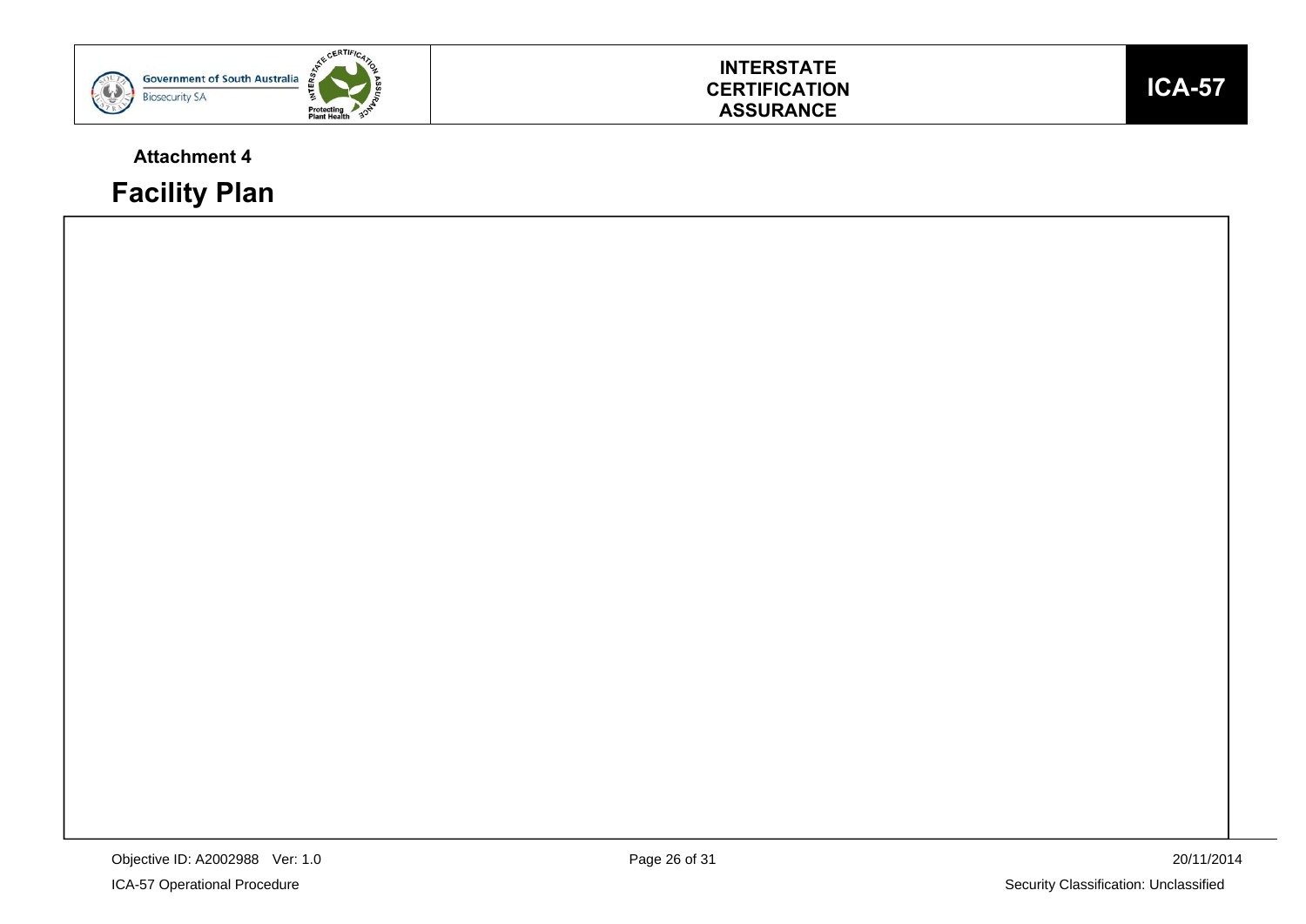**Attachment 4**

# Facility Plan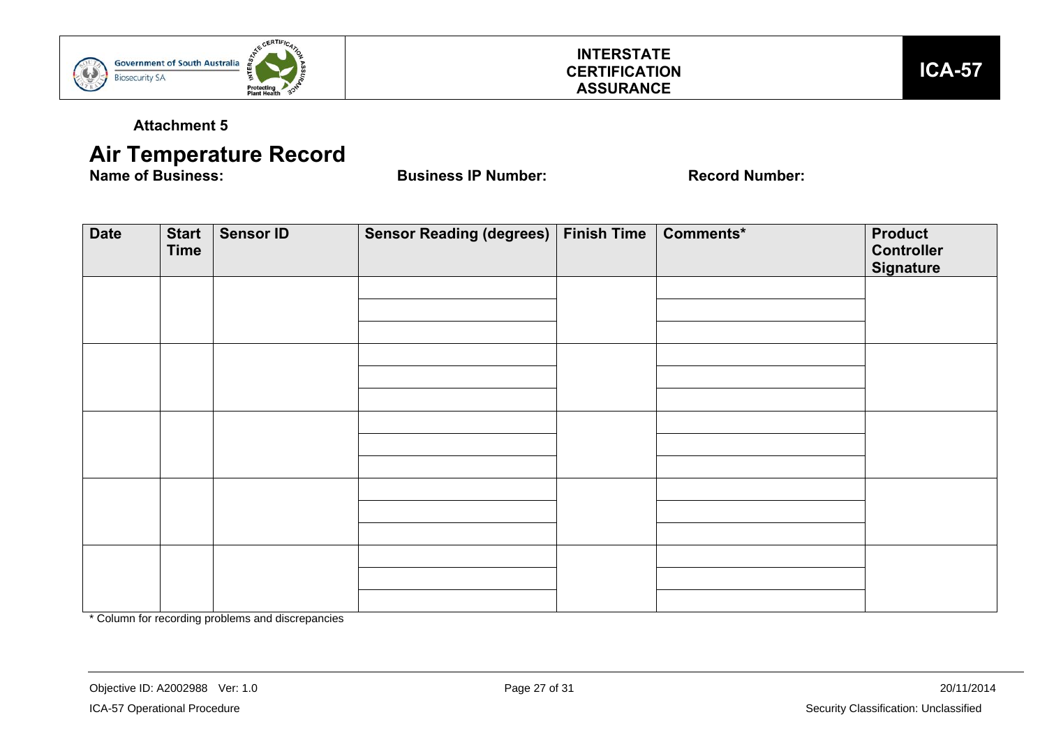**Attachment 5**

# Air Temperature Record

**Name of Business:** **Business IP Number:** **Record Number:**

| Date | Start Time | Sensor ID | Sensor Reading (degrees) | Finish Time | Comments* | Product Controller Signature |
|---|---|---|---|---|---|---|
| | | | | | | |
| | | | | | | |
| | | | | | | |
| | | | | | | |
| | | | | | | |
| | | | | | | |
| | | | | | | |
| | | | | | | |
| | | | | | | |
| | | | | | | |
| | | | | | | |
| | | | | | | |
| | | | | | | |
| | | | | | | |
| | | | | | | |

* Column for recording problems and discrepancies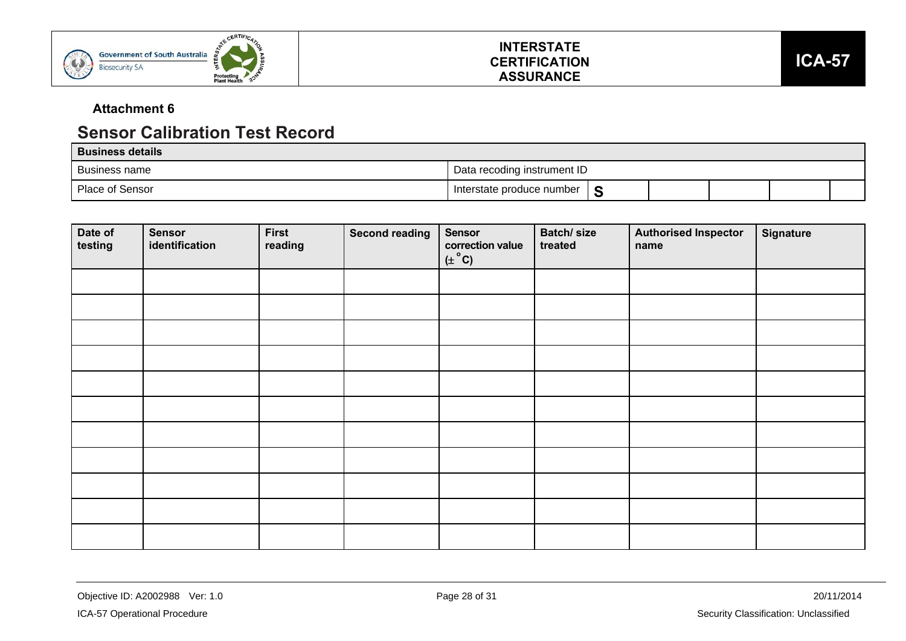**Attachment 6**

## Sensor Calibration Test Record

| Business details | | | | | | |
|---|---|---|---|---|---|---|
| Business name | Data recoding instrument ID | | | | | |
| Place of Sensor | Interstate produce number | S | | | | |

| Date of testing | Sensor identification | First reading | Second reading | Sensor correction value (± °C) | Batch/ size treated | Authorised Inspector name | Signature |
|---|---|---|---|---|---|---|---|
| | | | | | | | |
| | | | | | | | |
| | | | | | | | |
| | | | | | | | |
| | | | | | | | |
| | | | | | | | |
| | | | | | | | |
| | | | | | | | |
| | | | | | | | |
| | | | | | | | |
| | | | | | | | |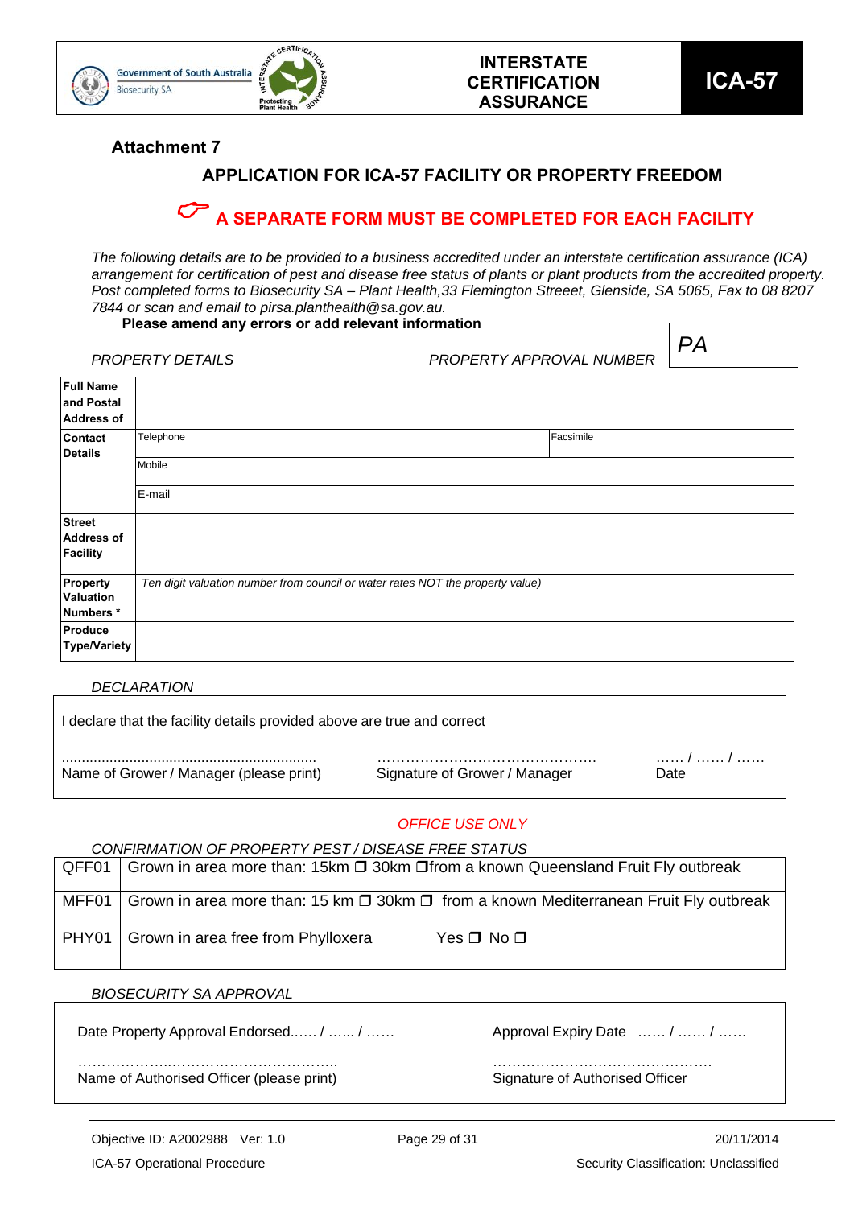| Government of South Australia Biosecurity SA | INTERSTATE CERTIFICATION ASSURANCE | ICA-57 |
|---|---|---|

**Attachment 7**

## APPLICATION FOR ICA-57 FACILITY OR PROPERTY FREEDOM

### ☞ A SEPARATE FORM MUST BE COMPLETED FOR EACH FACILITY

*The following details are to be provided to a business accredited under an interstate certification assurance (ICA) arrangement for certification of pest and disease free status of plants or plant products from the accredited property. Post completed forms to Biosecurity SA – Plant Health,33 Flemington Streeet, Glenside, SA 5065, Fax to 08 8207 7844 or scan and email to pirsa.planthealth@sa.gov.au.*

**Please amend any errors or add relevant information**

*PROPERTY DETAILS* *PROPERTY APPROVAL NUMBER* *PA*

| | | |
|---|---|---|
| **Full Name and Postal Address of** | | |
| **Contact Details** | Telephone | Facsimile |
| | Mobile | |
| | E-mail | |
| **Street Address of Facility** | | |
| **Property Valuation Numbers \*** | *Ten digit valuation number from council or water rates NOT the property value)* | |
| **Produce Type/Variety** | | |

*DECLARATION*

I declare that the facility details provided above are true and correct

| ............................................................... | ………………………………………. | …… / …… / …… |
|---|---|---|
| Name of Grower / Manager (please print) | Signature of Grower / Manager | Date |

*OFFICE USE ONLY*

*CONFIRMATION OF PROPERTY PEST / DISEASE FREE STATUS*

| | |
|---|---|
| QFF01 | Grown in area more than: 15km ❒ 30km ❒from a known Queensland Fruit Fly outbreak |
| MFF01 | Grown in area more than: 15 km ❒ 30km ❒ from a known Mediterranean Fruit Fly outbreak |
| PHY01 | Grown in area free from Phylloxera Yes ❒ No ❒ |

*BIOSECURITY SA APPROVAL*

| | |
|---|---|
| Date Property Approval Endorsed...… / …... / …… | Approval Expiry Date …… / …… / …… |
| ………………...…………………………….. | ………………………………………. |
| Name of Authorised Officer (please print) | Signature of Authorised Officer |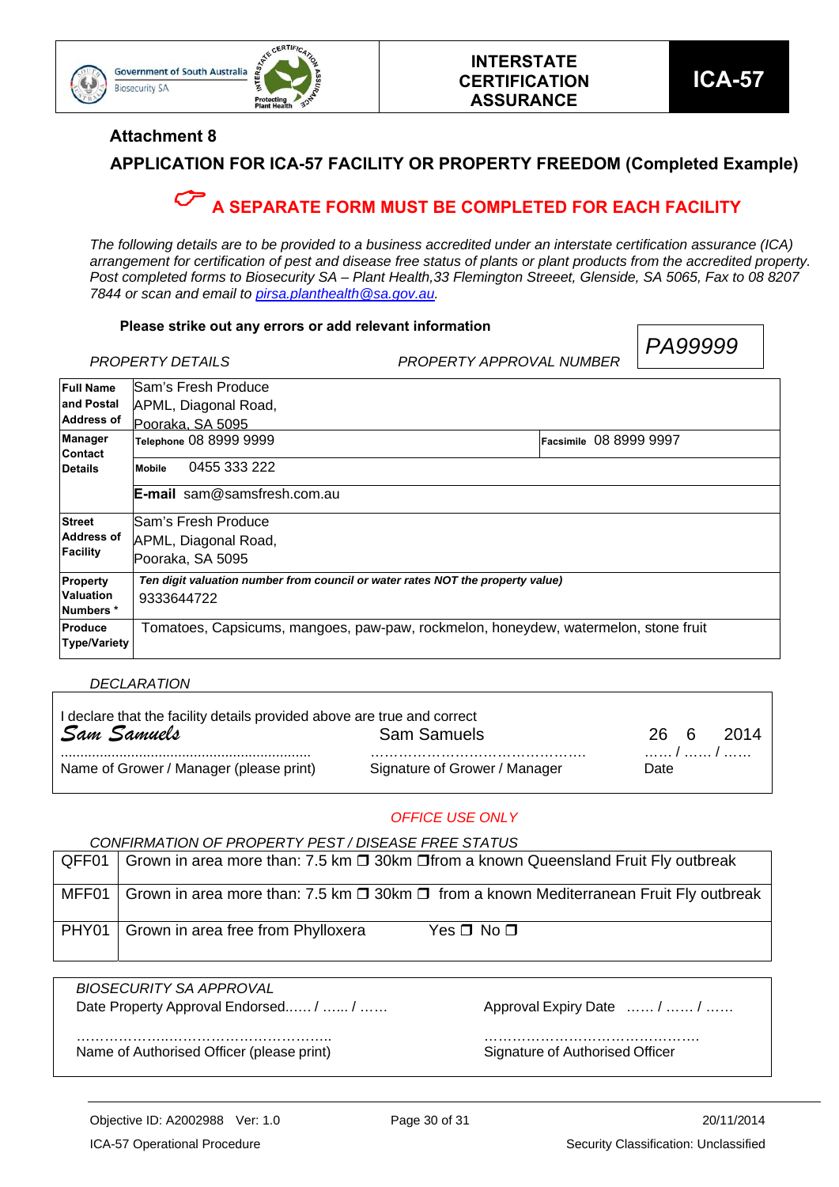Government of South Australia
Biosecurity SA

**INTERSTATE CERTIFICATION ASSURANCE**

**ICA-57**

### Attachment 8

### APPLICATION FOR ICA-57 FACILITY OR PROPERTY FREEDOM (Completed Example)

**A SEPARATE FORM MUST BE COMPLETED FOR EACH FACILITY**

*The following details are to be provided to a business accredited under an interstate certification assurance (ICA) arrangement for certification of pest and disease free status of plants or plant products from the accredited property. Post completed forms to Biosecurity SA – Plant Health,33 Flemington Streeet, Glenside, SA 5065, Fax to 08 8207 7844 or scan and email to pirsa.planthealth@sa.gov.au.*

**Please strike out any errors or add relevant information**

*PROPERTY DETAILS* *PROPERTY APPROVAL NUMBER* *PA99999*

| | | |
|---|---|---|
| **Full Name and Postal Address of** | Sam's Fresh Produce<br>APML, Diagonal Road,<br>Pooraka, SA 5095 | |
| **Manager Contact Details** | **Telephone** 08 8999 9999 | **Facsimile** 08 8999 9997 |
| | **Mobile** 0455 333 222 | |
| | **E-mail** sam@samsfresh.com.au | |
| **Street Address of Facility** | Sam's Fresh Produce<br>APML, Diagonal Road,<br>Pooraka, SA 5095 | |
| **Property Valuation Numbers \*** | ***Ten digit valuation number from council or water rates NOT the property value)***<br>9333644722 | |
| **Produce Type/Variety** | Tomatoes, Capsicums, mangoes, paw-paw, rockmelon, honeydew, watermelon, stone fruit | |

*DECLARATION*

I declare that the facility details provided above are true and correct

| | | |
|---|---|---|
| Sam Samuels | Sam Samuels | 26 / 6 / 2014 |
| Name of Grower / Manager (please print) | Signature of Grower / Manager | Date |

*OFFICE USE ONLY*

*CONFIRMATION OF PROPERTY PEST / DISEASE FREE STATUS*

| | |
|---|---|
| QFF01 | Grown in area more than: 7.5 km ☐ 30km ☐from a known Queensland Fruit Fly outbreak |
| MFF01 | Grown in area more than: 7.5 km ☐ 30km ☐ from a known Mediterranean Fruit Fly outbreak |
| PHY01 | Grown in area free from Phylloxera Yes ☐ No ☐ |

*BIOSECURITY SA APPROVAL*

Date Property Approval Endorsed...... / ...... / ...... Approval Expiry Date ...... / ...... / ......

.................................................... ....................................................

Name of Authorised Officer (please print) Signature of Authorised Officer

Objective ID: A2002988 Ver: 1.0 20/11/2014

ICA-57 Operational Procedure Security Classification: Unclassified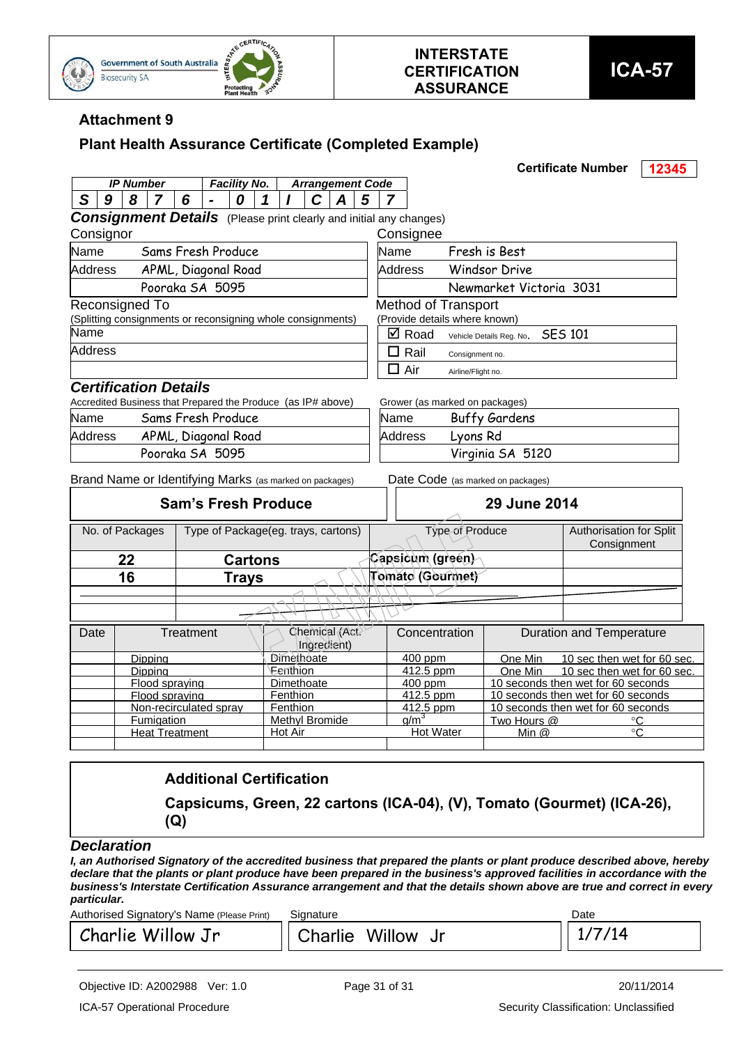Government of South Australia
Biosecurity SA

# INTERSTATE CERTIFICATION ASSURANCE

# ICA-57

## Attachment 9

## Plant Health Assurance Certificate (Completed Example)

**Certificate Number** 12345

| IP Number | | | | | Facility No. | | | Arrangement Code | | | | |
|---|---|---|---|---|---|---|---|---|---|---|---|---|
| S | 9 | 8 | 7 | 6 | - | 0 | 1 | I | C | A | 5 | 7 |

***Consignment Details*** (Please print clearly and initial any changes)

**Consignor**

| | |
|---|---|
| Name | Sams Fresh Produce |
| Address | APML, Diagonal Road |
| | Pooraka SA 5095 |

**Consignee**

| | |
|---|---|
| Name | Fresh is Best |
| Address | Windsor Drive |
| | Newmarket Victoria 3031 |

**Reconsigned To**
(Splitting consignments or reconsigning whole consignments)

| | |
|---|---|
| Name | |
| Address | |

**Method of Transport**
(Provide details where known)

| | |
|---|---|
| ☑ Road | Vehicle Details Reg. No. SES 101 |
| ☐ Rail | Consignment no. |
| ☐ Air | Airline/Flight no. |

***Certification Details***

Accredited Business that Prepared the Produce (as IP# above)

| | |
|---|---|
| Name | Sams Fresh Produce |
| Address | APML, Diagonal Road |
| | Pooraka SA 5095 |

Grower (as marked on packages)

| | |
|---|---|
| Name | Buffy Gardens |
| Address | Lyons Rd |
| | Virginia SA 5120 |

| Brand Name or Identifying Marks (as marked on packages) | Date Code (as marked on packages) |
|---|---|
| **Sam's Fresh Produce** | **29 June 2014** |

| No. of Packages | Type of Package(eg. trays, cartons) | Type of Produce | Authorisation for Split Consignment |
|---|---|---|---|
| **22** | **Cartons** | **Capsicum (green)** | |
| **16** | **Trays** | **Tomato (Gourmet)** | |
| | | | |
| | | | |

| Date | Treatment | Chemical (Act. Ingredient) | Concentration | Duration and Temperature |
|---|---|---|---|---|
| | Dipping | Dimethoate | 400 ppm | One Min 10 sec then wet for 60 sec. |
| | Dipping | Fenthion | 412.5 ppm | One Min 10 sec then wet for 60 sec. |
| | Flood spraying | Dimethoate | 400 ppm | 10 seconds then wet for 60 seconds |
| | Flood spraying | Fenthion | 412.5 ppm | 10 seconds then wet for 60 seconds |
| | Non-recirculated spray | Fenthion | 412.5 ppm | 10 seconds then wet for 60 seconds |
| | Fumigation | Methyl Bromide | $g/m^3$ | Two Hours @ °C |
| | Heat Treatment | Hot Air | Hot Water | Min @ °C |
| | | | | |

### Additional Certification

**Capsicums, Green, 22 cartons (ICA-04), (V), Tomato (Gourmet) (ICA-26), (Q)**

***Declaration***

***I, an Authorised Signatory of the accredited business that prepared the plants or plant produce described above, hereby declare that the plants or plant produce have been prepared in the business's approved facilities in accordance with the business's Interstate Certification Assurance arrangement and that the details shown above are true and correct in every particular.***

| Authorised Signatory's Name (Please Print) | Signature | Date |
|---|---|---|
| Charlie Willow Jr | Charlie Willow Jr | 1/7/14 |